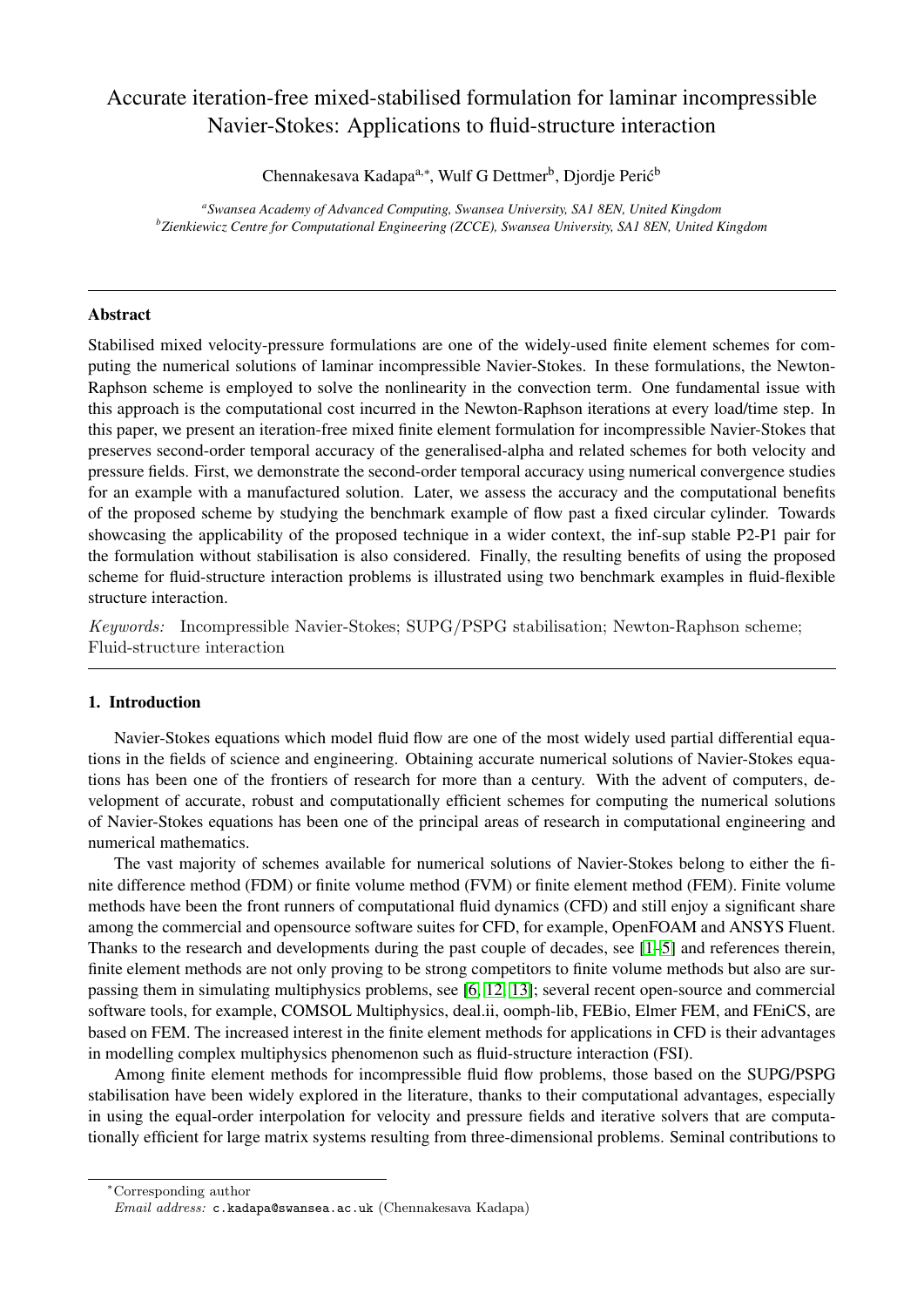# Accurate iteration-free mixed-stabilised formulation for laminar incompressible Navier-Stokes: Applications to fluid-structure interaction

Chennakesava Kadapa[a,*], Wulf G Dettmer[b], Djordje Perić[b]

[a] *Swansea Academy of Advanced Computing, Swansea University, SA1 8EN, United Kingdom*
[b] *Zienkiewicz Centre for Computational Engineering (ZCCE), Swansea University, SA1 8EN, United Kingdom*

---

## Abstract

Stabilised mixed velocity-pressure formulations are one of the widely-used finite element schemes for computing the numerical solutions of laminar incompressible Navier-Stokes. In these formulations, the Newton-Raphson scheme is employed to solve the nonlinearity in the convection term. One fundamental issue with this approach is the computational cost incurred in the Newton-Raphson iterations at every load/time step. In this paper, we present an iteration-free mixed finite element formulation for incompressible Navier-Stokes that preserves second-order temporal accuracy of the generalised-alpha and related schemes for both velocity and pressure fields. First, we demonstrate the second-order temporal accuracy using numerical convergence studies for an example with a manufactured solution. Later, we assess the accuracy and the computational benefits of the proposed scheme by studying the benchmark example of flow past a fixed circular cylinder. Towards showcasing the applicability of the proposed technique in a wider context, the inf-sup stable P2-P1 pair for the formulation without stabilisation is also considered. Finally, the resulting benefits of using the proposed scheme for fluid-structure interaction problems is illustrated using two benchmark examples in fluid-flexible structure interaction.

*Keywords:* Incompressible Navier-Stokes; SUPG/PSPG stabilisation; Newton-Raphson scheme; Fluid-structure interaction

---

## 1. Introduction

Navier-Stokes equations which model fluid flow are one of the most widely used partial differential equations in the fields of science and engineering. Obtaining accurate numerical solutions of Navier-Stokes equations has been one of the frontiers of research for more than a century. With the advent of computers, development of accurate, robust and computationally efficient schemes for computing the numerical solutions of Navier-Stokes equations has been one of the principal areas of research in computational engineering and numerical mathematics.

The vast majority of schemes available for numerical solutions of Navier-Stokes belong to either the finite difference method (FDM) or finite volume method (FVM) or finite element method (FEM). Finite volume methods have been the front runners of computational fluid dynamics (CFD) and still enjoy a significant share among the commercial and opensource software suites for CFD, for example, OpenFOAM and ANSYS Fluent. Thanks to the research and developments during the past couple of decades, see [1–5] and references therein, finite element methods are not only proving to be strong competitors to finite volume methods but also are surpassing them in simulating multiphysics problems, see [6, 12, 13]; several recent open-source and commercial software tools, for example, COMSOL Multiphysics, deal.ii, oomph-lib, FEBio, Elmer FEM, and FEniCS, are based on FEM. The increased interest in the finite element methods for applications in CFD is their advantages in modelling complex multiphysics phenomenon such as fluid-structure interaction (FSI).

Among finite element methods for incompressible fluid flow problems, those based on the SUPG/PSPG stabilisation have been widely explored in the literature, thanks to their computational advantages, especially in using the equal-order interpolation for velocity and pressure fields and iterative solvers that are computationally efficient for large matrix systems resulting from three-dimensional problems. Seminal contributions to

---

*Corresponding author
*Email address:* c.kadapa@swansea.ac.uk (Chennakesava Kadapa)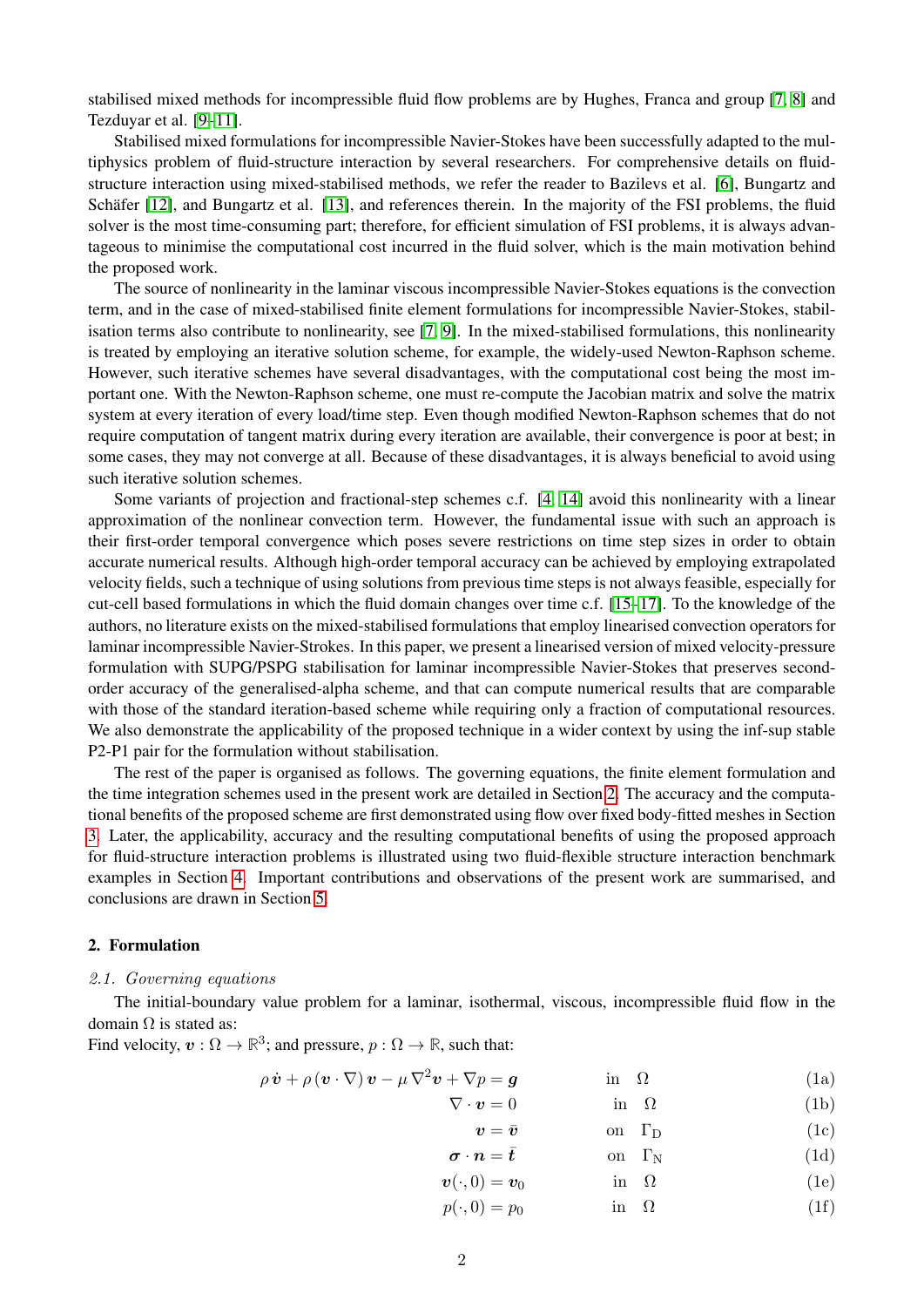stabilised mixed methods for incompressible fluid flow problems are by Hughes, Franca and group [7, 8] and Tezduyar et al. [9–11].

Stabilised mixed formulations for incompressible Navier-Stokes have been successfully adapted to the multiphysics problem of fluid-structure interaction by several researchers. For comprehensive details on fluid-structure interaction using mixed-stabilised methods, we refer the reader to Bazilevs et al. [6], Bungartz and Schäfer [12], and Bungartz et al. [13], and references therein. In the majority of the FSI problems, the fluid solver is the most time-consuming part; therefore, for efficient simulation of FSI problems, it is always advantageous to minimise the computational cost incurred in the fluid solver, which is the main motivation behind the proposed work.

The source of nonlinearity in the laminar viscous incompressible Navier-Stokes equations is the convection term, and in the case of mixed-stabilised finite element formulations for incompressible Navier-Stokes, stabilisation terms also contribute to nonlinearity, see [7, 9]. In the mixed-stabilised formulations, this nonlinearity is treated by employing an iterative solution scheme, for example, the widely-used Newton-Raphson scheme. However, such iterative schemes have several disadvantages, with the computational cost being the most important one. With the Newton-Raphson scheme, one must re-compute the Jacobian matrix and solve the matrix system at every iteration of every load/time step. Even though modified Newton-Raphson schemes that do not require computation of tangent matrix during every iteration are available, their convergence is poor at best; in some cases, they may not converge at all. Because of these disadvantages, it is always beneficial to avoid using such iterative solution schemes.

Some variants of projection and fractional-step schemes c.f. [4, 14] avoid this nonlinearity with a linear approximation of the nonlinear convection term. However, the fundamental issue with such an approach is their first-order temporal convergence which poses severe restrictions on time step sizes in order to obtain accurate numerical results. Although high-order temporal accuracy can be achieved by employing extrapolated velocity fields, such a technique of using solutions from previous time steps is not always feasible, especially for cut-cell based formulations in which the fluid domain changes over time c.f. [15–17]. To the knowledge of the authors, no literature exists on the mixed-stabilised formulations that employ linearised convection operators for laminar incompressible Navier-Strokes. In this paper, we present a linearised version of mixed velocity-pressure formulation with SUPG/PSPG stabilisation for laminar incompressible Navier-Stokes that preserves second-order accuracy of the generalised-alpha scheme, and that can compute numerical results that are comparable with those of the standard iteration-based scheme while requiring only a fraction of computational resources. We also demonstrate the applicability of the proposed technique in a wider context by using the inf-sup stable P2-P1 pair for the formulation without stabilisation.

The rest of the paper is organised as follows. The governing equations, the finite element formulation and the time integration schemes used in the present work are detailed in Section 2. The accuracy and the computational benefits of the proposed scheme are first demonstrated using flow over fixed body-fitted meshes in Section 3. Later, the applicability, accuracy and the resulting computational benefits of using the proposed approach for fluid-structure interaction problems is illustrated using two fluid-flexible structure interaction benchmark examples in Section 4. Important contributions and observations of the present work are summarised, and conclusions are drawn in Section 5.

## 2. Formulation

### *2.1. Governing equations*

The initial-boundary value problem for a laminar, isothermal, viscous, incompressible fluid flow in the domain $\Omega$ is stated as:
Find velocity, $\boldsymbol{v} : \Omega \rightarrow \mathbb{R}^3$; and pressure, $p : \Omega \rightarrow \mathbb{R}$, such that:

$$\rho\,\dot{\boldsymbol{v}} + \rho\,(\boldsymbol{v}\cdot\nabla)\,\boldsymbol{v} - \mu\,\nabla^2\boldsymbol{v} + \nabla p = \boldsymbol{g} \qquad \text{in} \quad \Omega \tag{1a}$$

$$\nabla\cdot\boldsymbol{v} = 0 \qquad \text{in} \quad \Omega \tag{1b}$$

$$\boldsymbol{v} = \bar{\boldsymbol{v}} \qquad \text{on} \quad \Gamma_{\mathrm{D}} \tag{1c}$$

$$\boldsymbol{\sigma}\cdot\boldsymbol{n} = \bar{\boldsymbol{t}} \qquad \text{on} \quad \Gamma_{\mathrm{N}} \tag{1d}$$

$$\boldsymbol{v}(\cdot,0) = \boldsymbol{v}_0 \qquad \text{in} \quad \Omega \tag{1e}$$

$$p(\cdot,0) = p_0 \qquad \text{in} \quad \Omega \tag{1f}$$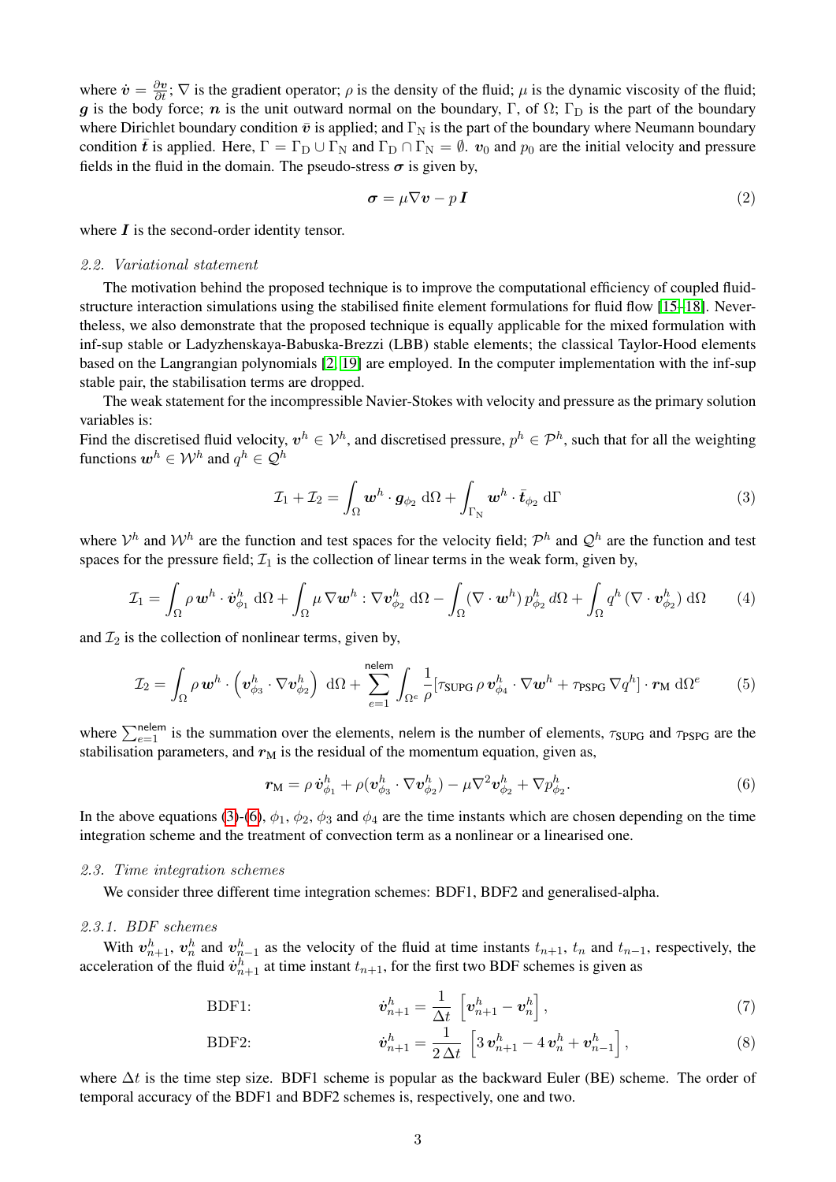where $\dot{\boldsymbol{v}} = \frac{\partial \boldsymbol{v}}{\partial t}$; $\nabla$ is the gradient operator; $\rho$ is the density of the fluid; $\mu$ is the dynamic viscosity of the fluid; $\boldsymbol{g}$ is the body force; $\boldsymbol{n}$ is the unit outward normal on the boundary, $\Gamma$, of $\Omega$; $\Gamma_{\mathrm{D}}$ is the part of the boundary where Dirichlet boundary condition $\bar{\boldsymbol{v}}$ is applied; and $\Gamma_{\mathrm{N}}$ is the part of the boundary where Neumann boundary condition $\bar{\boldsymbol{t}}$ is applied. Here, $\Gamma = \Gamma_{\mathrm{D}} \cup \Gamma_{\mathrm{N}}$ and $\Gamma_{\mathrm{D}} \cap \Gamma_{\mathrm{N}} = \emptyset$. $\boldsymbol{v}_0$ and $p_0$ are the initial velocity and pressure fields in the fluid in the domain. The pseudo-stress $\boldsymbol{\sigma}$ is given by,

$$\boldsymbol{\sigma} = \mu \nabla \boldsymbol{v} - p\, \boldsymbol{I} \tag{2}$$

where $\boldsymbol{I}$ is the second-order identity tensor.

### 2.2. Variational statement

The motivation behind the proposed technique is to improve the computational efficiency of coupled fluid-structure interaction simulations using the stabilised finite element formulations for fluid flow [15–18]. Nevertheless, we also demonstrate that the proposed technique is equally applicable for the mixed formulation with inf-sup stable or Ladyzhenskaya-Babuska-Brezzi (LBB) stable elements; the classical Taylor-Hood elements based on the Langrangian polynomials [2, 19] are employed. In the computer implementation with the inf-sup stable pair, the stabilisation terms are dropped.

The weak statement for the incompressible Navier-Stokes with velocity and pressure as the primary solution variables is:
Find the discretised fluid velocity, $\boldsymbol{v}^h \in \mathcal{V}^h$, and discretised pressure, $p^h \in \mathcal{P}^h$, such that for all the weighting functions $\boldsymbol{w}^h \in \mathcal{W}^h$ and $q^h \in \mathcal{Q}^h$

$$\mathcal{I}_1 + \mathcal{I}_2 = \int_{\Omega} \boldsymbol{w}^h \cdot \boldsymbol{g}_{\phi_2}\, \mathrm{d}\Omega + \int_{\Gamma_{\mathrm{N}}} \boldsymbol{w}^h \cdot \bar{\boldsymbol{t}}_{\phi_2}\, \mathrm{d}\Gamma \tag{3}$$

where $\mathcal{V}^h$ and $\mathcal{W}^h$ are the function and test spaces for the velocity field; $\mathcal{P}^h$ and $\mathcal{Q}^h$ are the function and test spaces for the pressure field; $\mathcal{I}_1$ is the collection of linear terms in the weak form, given by,

$$\mathcal{I}_1 = \int_{\Omega} \rho\, \boldsymbol{w}^h \cdot \dot{\boldsymbol{v}}^h_{\phi_1}\, \mathrm{d}\Omega + \int_{\Omega} \mu\, \nabla \boldsymbol{w}^h : \nabla \boldsymbol{v}^h_{\phi_2}\, \mathrm{d}\Omega - \int_{\Omega} (\nabla \cdot \boldsymbol{w}^h)\, p^h_{\phi_2}\, d\Omega + \int_{\Omega} q^h\, (\nabla \cdot \boldsymbol{v}^h_{\phi_2})\, \mathrm{d}\Omega \tag{4}$$

and $\mathcal{I}_2$ is the collection of nonlinear terms, given by,

$$\mathcal{I}_2 = \int_{\Omega} \rho\, \boldsymbol{w}^h \cdot \left( \boldsymbol{v}^h_{\phi_3} \cdot \nabla \boldsymbol{v}^h_{\phi_2} \right)\, \mathrm{d}\Omega + \sum_{e=1}^{\mathsf{nelem}} \int_{\Omega^e} \frac{1}{\rho} [\tau_{\mathrm{SUPG}}\, \rho\, \boldsymbol{v}^h_{\phi_4} \cdot \nabla \boldsymbol{w}^h + \tau_{\mathrm{PSPG}}\, \nabla q^h] \cdot \boldsymbol{r}_{\mathrm{M}}\, \mathrm{d}\Omega^e \tag{5}$$

where $\sum_{e=1}^{\mathsf{nelem}}$ is the summation over the elements, $\mathsf{nelem}$ is the number of elements, $\tau_{\mathrm{SUPG}}$ and $\tau_{\mathrm{PSPG}}$ are the stabilisation parameters, and $\boldsymbol{r}_{\mathrm{M}}$ is the residual of the momentum equation, given as,

$$\boldsymbol{r}_{\mathrm{M}} = \rho\, \dot{\boldsymbol{v}}^h_{\phi_1} + \rho(\boldsymbol{v}^h_{\phi_3} \cdot \nabla \boldsymbol{v}^h_{\phi_2}) - \mu \nabla^2 \boldsymbol{v}^h_{\phi_2} + \nabla p^h_{\phi_2}. \tag{6}$$

In the above equations (3)-(6), $\phi_1$, $\phi_2$, $\phi_3$ and $\phi_4$ are the time instants which are chosen depending on the time integration scheme and the treatment of convection term as a nonlinear or a linearised one.

### 2.3. Time integration schemes

We consider three different time integration schemes: BDF1, BDF2 and generalised-alpha.

#### 2.3.1. BDF schemes

With $\boldsymbol{v}^h_{n+1}$, $\boldsymbol{v}^h_n$ and $\boldsymbol{v}^h_{n-1}$ as the velocity of the fluid at time instants $t_{n+1}$, $t_n$ and $t_{n-1}$, respectively, the acceleration of the fluid $\dot{\boldsymbol{v}}^h_{n+1}$ at time instant $t_{n+1}$, for the first two BDF schemes is given as

$$\text{BDF1:} \qquad \dot{\boldsymbol{v}}^h_{n+1} = \frac{1}{\Delta t} \left[ \boldsymbol{v}^h_{n+1} - \boldsymbol{v}^h_n \right], \tag{7}$$

$$\text{BDF2:} \qquad \dot{\boldsymbol{v}}^h_{n+1} = \frac{1}{2\,\Delta t} \left[ 3\, \boldsymbol{v}^h_{n+1} - 4\, \boldsymbol{v}^h_n + \boldsymbol{v}^h_{n-1} \right], \tag{8}$$

where $\Delta t$ is the time step size. BDF1 scheme is popular as the backward Euler (BE) scheme. The order of temporal accuracy of the BDF1 and BDF2 schemes is, respectively, one and two.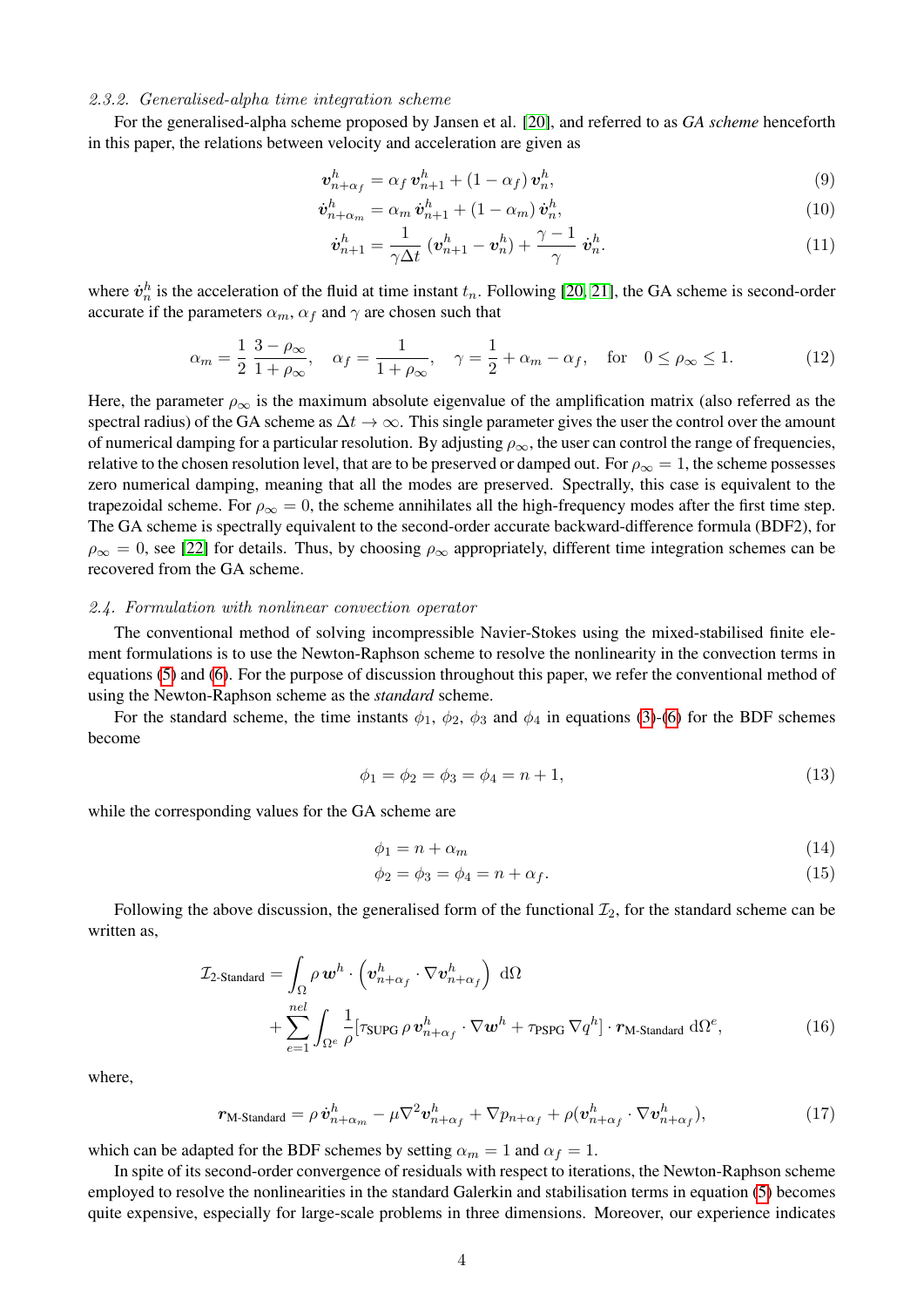#### 2.3.2. Generalised-alpha time integration scheme

For the generalised-alpha scheme proposed by Jansen et al. [20], and referred to as *GA scheme* henceforth in this paper, the relations between velocity and acceleration are given as

$$\boldsymbol{v}^h_{n+\alpha_f} = \alpha_f\, \boldsymbol{v}^h_{n+1} + (1-\alpha_f)\, \boldsymbol{v}^h_n, \tag{9}$$

$$\dot{\boldsymbol{v}}^h_{n+\alpha_m} = \alpha_m\, \dot{\boldsymbol{v}}^h_{n+1} + (1-\alpha_m)\, \dot{\boldsymbol{v}}^h_n, \tag{10}$$

$$\dot{\boldsymbol{v}}^h_{n+1} = \frac{1}{\gamma \Delta t}\, (\boldsymbol{v}^h_{n+1} - \boldsymbol{v}^h_n) + \frac{\gamma - 1}{\gamma}\, \dot{\boldsymbol{v}}^h_n. \tag{11}$$

where $\dot{\boldsymbol{v}}^h_n$ is the acceleration of the fluid at time instant $t_n$. Following [20, 21], the GA scheme is second-order accurate if the parameters $\alpha_m$, $\alpha_f$ and $\gamma$ are chosen such that

$$\alpha_m = \frac{1}{2}\,\frac{3-\rho_\infty}{1+\rho_\infty}, \quad \alpha_f = \frac{1}{1+\rho_\infty}, \quad \gamma = \frac{1}{2} + \alpha_m - \alpha_f, \quad \text{for} \quad 0 \leq \rho_\infty \leq 1. \tag{12}$$

Here, the parameter $\rho_\infty$ is the maximum absolute eigenvalue of the amplification matrix (also referred as the spectral radius) of the GA scheme as $\Delta t \to \infty$. This single parameter gives the user the control over the amount of numerical damping for a particular resolution. By adjusting $\rho_\infty$, the user can control the range of frequencies, relative to the chosen resolution level, that are to be preserved or damped out. For $\rho_\infty = 1$, the scheme possesses zero numerical damping, meaning that all the modes are preserved. Spectrally, this case is equivalent to the trapezoidal scheme. For $\rho_\infty = 0$, the scheme annihilates all the high-frequency modes after the first time step. The GA scheme is spectrally equivalent to the second-order accurate backward-difference formula (BDF2), for $\rho_\infty = 0$, see [22] for details. Thus, by choosing $\rho_\infty$ appropriately, different time integration schemes can be recovered from the GA scheme.

### 2.4. Formulation with nonlinear convection operator

The conventional method of solving incompressible Navier-Stokes using the mixed-stabilised finite element formulations is to use the Newton-Raphson scheme to resolve the nonlinearity in the convection terms in equations (5) and (6). For the purpose of discussion throughout this paper, we refer the conventional method of using the Newton-Raphson scheme as the *standard* scheme.

For the standard scheme, the time instants $\phi_1$, $\phi_2$, $\phi_3$ and $\phi_4$ in equations (3)-(6) for the BDF schemes become

$$\phi_1 = \phi_2 = \phi_3 = \phi_4 = n+1, \tag{13}$$

while the corresponding values for the GA scheme are

$$\phi_1 = n + \alpha_m \tag{14}$$

$$\phi_2 = \phi_3 = \phi_4 = n + \alpha_f. \tag{15}$$

Following the above discussion, the generalised form of the functional $\mathcal{I}_2$, for the standard scheme can be written as,

$$\mathcal{I}_{2\text{-Standard}} = \int_\Omega \rho\, \boldsymbol{w}^h \cdot \left(\boldsymbol{v}^h_{n+\alpha_f} \cdot \nabla \boldsymbol{v}^h_{n+\alpha_f}\right)\, \mathrm{d}\Omega + \sum_{e=1}^{nel} \int_{\Omega^e} \frac{1}{\rho} [\tau_{\text{SUPG}}\, \rho\, \boldsymbol{v}^h_{n+\alpha_f} \cdot \nabla \boldsymbol{w}^h + \tau_{\text{PSPG}}\, \nabla q^h] \cdot \boldsymbol{r}_{\text{M-Standard}}\, \mathrm{d}\Omega^e, \tag{16}$$

where,

$$\boldsymbol{r}_{\text{M-Standard}} = \rho\, \dot{\boldsymbol{v}}^h_{n+\alpha_m} - \mu \nabla^2 \boldsymbol{v}^h_{n+\alpha_f} + \nabla p_{n+\alpha_f} + \rho(\boldsymbol{v}^h_{n+\alpha_f} \cdot \nabla \boldsymbol{v}^h_{n+\alpha_f}), \tag{17}$$

which can be adapted for the BDF schemes by setting $\alpha_m = 1$ and $\alpha_f = 1$.

In spite of its second-order convergence of residuals with respect to iterations, the Newton-Raphson scheme employed to resolve the nonlinearities in the standard Galerkin and stabilisation terms in equation (5) becomes quite expensive, especially for large-scale problems in three dimensions. Moreover, our experience indicates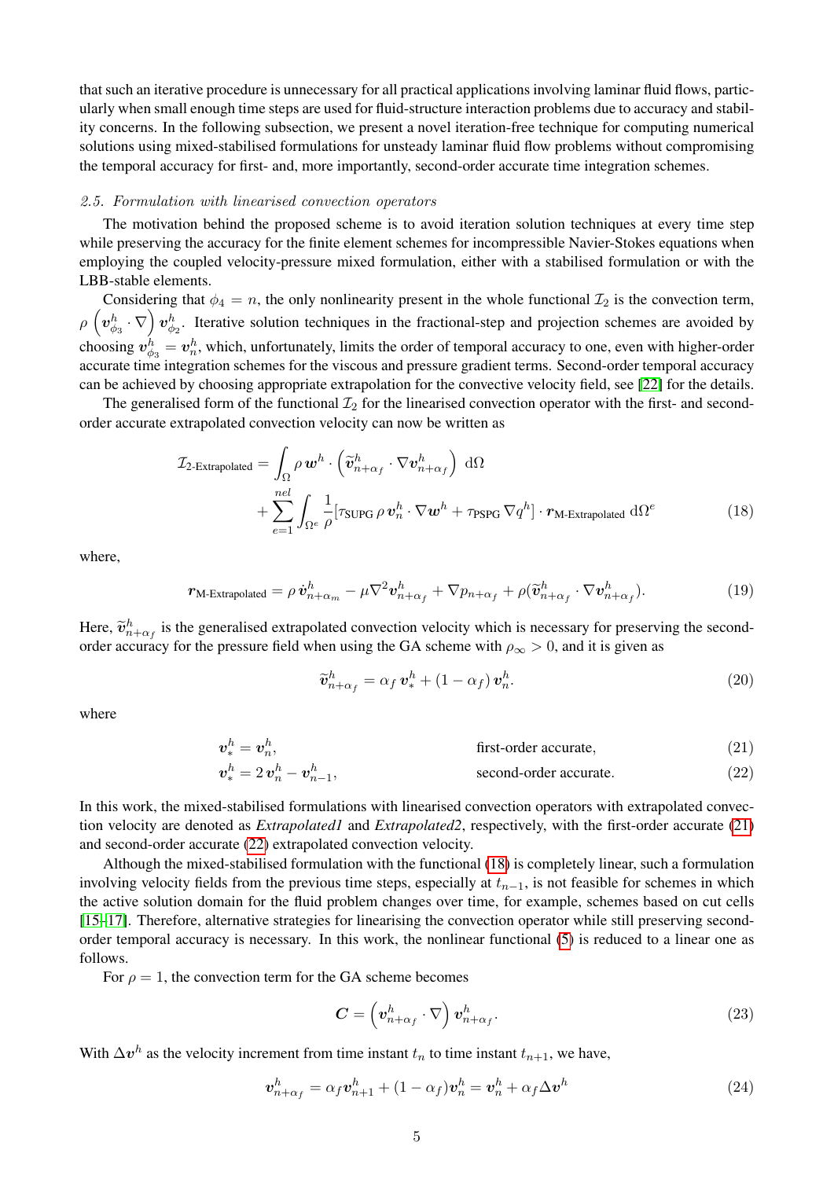that such an iterative procedure is unnecessary for all practical applications involving laminar fluid flows, particularly when small enough time steps are used for fluid-structure interaction problems due to accuracy and stability concerns. In the following subsection, we present a novel iteration-free technique for computing numerical solutions using mixed-stabilised formulations for unsteady laminar fluid flow problems without compromising the temporal accuracy for first- and, more importantly, second-order accurate time integration schemes.

### *2.5. Formulation with linearised convection operators*

The motivation behind the proposed scheme is to avoid iteration solution techniques at every time step while preserving the accuracy for the finite element schemes for incompressible Navier-Stokes equations when employing the coupled velocity-pressure mixed formulation, either with a stabilised formulation or with the LBB-stable elements.

Considering that $\phi_4 = n$, the only nonlinearity present in the whole functional $\mathcal{I}_2$ is the convection term, $\rho \left( \boldsymbol{v}^h_{\phi_3} \cdot \nabla \right) \boldsymbol{v}^h_{\phi_2}$. Iterative solution techniques in the fractional-step and projection schemes are avoided by choosing $\boldsymbol{v}^h_{\phi_3} = \boldsymbol{v}^h_n$, which, unfortunately, limits the order of temporal accuracy to one, even with higher-order accurate time integration schemes for the viscous and pressure gradient terms. Second-order temporal accuracy can be achieved by choosing appropriate extrapolation for the convective velocity field, see [22] for the details.

The generalised form of the functional $\mathcal{I}_2$ for the linearised convection operator with the first- and second-order accurate extrapolated convection velocity can now be written as

$$
\begin{aligned}
\mathcal{I}_{2\text{-Extrapolated}} = & \int_{\Omega} \rho\, \boldsymbol{w}^h \cdot \left( \widetilde{\boldsymbol{v}}^h_{n+\alpha_f} \cdot \nabla \boldsymbol{v}^h_{n+\alpha_f} \right) \, \mathrm{d}\Omega \\
& + \sum_{e=1}^{nel} \int_{\Omega^e} \frac{1}{\rho} [\tau_{\text{SUPG}}\, \rho\, \boldsymbol{v}^h_n \cdot \nabla \boldsymbol{w}^h + \tau_{\text{PSPG}}\, \nabla q^h] \cdot \boldsymbol{r}_{\text{M-Extrapolated}} \, \mathrm{d}\Omega^e
\end{aligned} \tag{18}
$$

where,

$$
\boldsymbol{r}_{\text{M-Extrapolated}} = \rho\, \dot{\boldsymbol{v}}^h_{n+\alpha_m} - \mu \nabla^2 \boldsymbol{v}^h_{n+\alpha_f} + \nabla p_{n+\alpha_f} + \rho (\widetilde{\boldsymbol{v}}^h_{n+\alpha_f} \cdot \nabla \boldsymbol{v}^h_{n+\alpha_f}). \tag{19}
$$

Here, $\widetilde{\boldsymbol{v}}^h_{n+\alpha_f}$ is the generalised extrapolated convection velocity which is necessary for preserving the second-order accuracy for the pressure field when using the GA scheme with $\rho_\infty > 0$, and it is given as

$$
\widetilde{\boldsymbol{v}}^h_{n+\alpha_f} = \alpha_f\, \boldsymbol{v}^h_* + (1 - \alpha_f)\, \boldsymbol{v}^h_n. \tag{20}
$$

where

$$
\boldsymbol{v}^h_* = \boldsymbol{v}^h_n, \qquad \text{first-order accurate,} \tag{21}
$$

$$
\boldsymbol{v}^h_* = 2\, \boldsymbol{v}^h_n - \boldsymbol{v}^h_{n-1}, \qquad \text{second-order accurate.} \tag{22}
$$

In this work, the mixed-stabilised formulations with linearised convection operators with extrapolated convection velocity are denoted as *Extrapolated1* and *Extrapolated2*, respectively, with the first-order accurate (21) and second-order accurate (22) extrapolated convection velocity.

Although the mixed-stabilised formulation with the functional (18) is completely linear, such a formulation involving velocity fields from the previous time steps, especially at $t_{n-1}$, is not feasible for schemes in which the active solution domain for the fluid problem changes over time, for example, schemes based on cut cells [15–17]. Therefore, alternative strategies for linearising the convection operator while still preserving second-order temporal accuracy is necessary. In this work, the nonlinear functional (5) is reduced to a linear one as follows.

For $\rho = 1$, the convection term for the GA scheme becomes

$$
\boldsymbol{C} = \left( \boldsymbol{v}^h_{n+\alpha_f} \cdot \nabla \right) \boldsymbol{v}^h_{n+\alpha_f}. \tag{23}
$$

With $\Delta \boldsymbol{v}^h$ as the velocity increment from time instant $t_n$ to time instant $t_{n+1}$, we have,

$$
\boldsymbol{v}^h_{n+\alpha_f} = \alpha_f \boldsymbol{v}^h_{n+1} + (1 - \alpha_f) \boldsymbol{v}^h_n = \boldsymbol{v}^h_n + \alpha_f \Delta \boldsymbol{v}^h \tag{24}
$$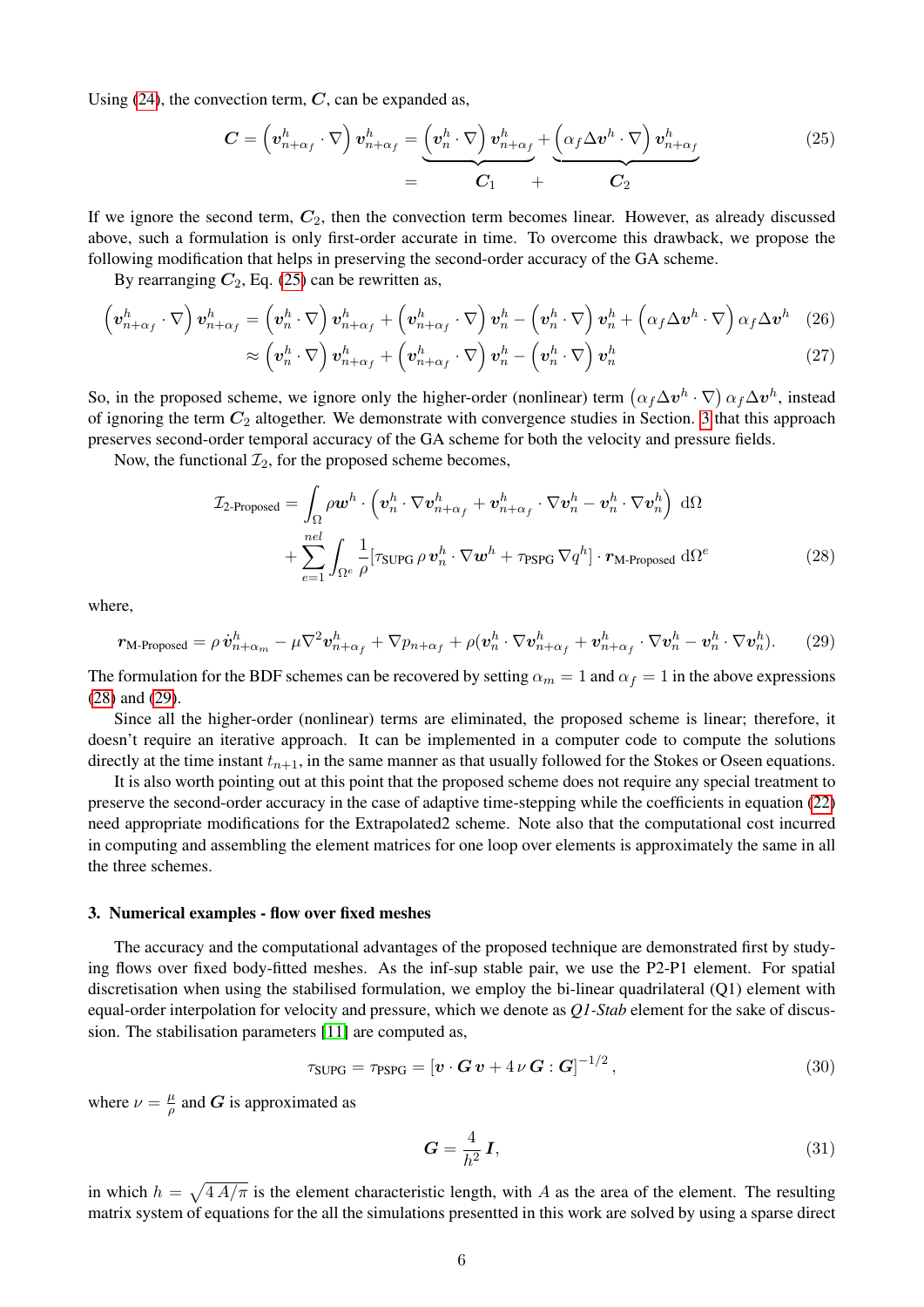Using (24), the convection term, $\boldsymbol{C}$, can be expanded as,

$$
\boldsymbol{C} = \left(\boldsymbol{v}^h_{n+\alpha_f} \cdot \nabla\right) \boldsymbol{v}^h_{n+\alpha_f} = \underbrace{\left(\boldsymbol{v}^h_n \cdot \nabla\right) \boldsymbol{v}^h_{n+\alpha_f}}_{\boldsymbol{C}_1} + \underbrace{\left(\alpha_f \Delta \boldsymbol{v}^h \cdot \nabla\right) \boldsymbol{v}^h_{n+\alpha_f}}_{\boldsymbol{C}_2} \tag{25}
$$

If we ignore the second term, $\boldsymbol{C}_2$, then the convection term becomes linear. However, as already discussed above, such a formulation is only first-order accurate in time. To overcome this drawback, we propose the following modification that helps in preserving the second-order accuracy of the GA scheme.

By rearranging $\boldsymbol{C}_2$, Eq. (25) can be rewritten as,

$$
\left(\boldsymbol{v}^h_{n+\alpha_f} \cdot \nabla\right) \boldsymbol{v}^h_{n+\alpha_f} = \left(\boldsymbol{v}^h_n \cdot \nabla\right) \boldsymbol{v}^h_{n+\alpha_f} + \left(\boldsymbol{v}^h_{n+\alpha_f} \cdot \nabla\right) \boldsymbol{v}^h_n - \left(\boldsymbol{v}^h_n \cdot \nabla\right) \boldsymbol{v}^h_n + \left(\alpha_f \Delta \boldsymbol{v}^h \cdot \nabla\right) \alpha_f \Delta \boldsymbol{v}^h \tag{26}
$$

$$
\approx \left(\boldsymbol{v}^h_n \cdot \nabla\right) \boldsymbol{v}^h_{n+\alpha_f} + \left(\boldsymbol{v}^h_{n+\alpha_f} \cdot \nabla\right) \boldsymbol{v}^h_n - \left(\boldsymbol{v}^h_n \cdot \nabla\right) \boldsymbol{v}^h_n \tag{27}
$$

So, in the proposed scheme, we ignore only the higher-order (nonlinear) term $\left(\alpha_f \Delta \boldsymbol{v}^h \cdot \nabla\right) \alpha_f \Delta \boldsymbol{v}^h$, instead of ignoring the term $\boldsymbol{C}_2$ altogether. We demonstrate with convergence studies in Section. 3 that this approach preserves second-order temporal accuracy of the GA scheme for both the velocity and pressure fields.

Now, the functional $\mathcal{I}_2$, for the proposed scheme becomes,

$$
\begin{aligned}
\mathcal{I}_{2\text{-Proposed}} = & \int_{\Omega} \rho \boldsymbol{w}^h \cdot \left(\boldsymbol{v}^h_n \cdot \nabla \boldsymbol{v}^h_{n+\alpha_f} + \boldsymbol{v}^h_{n+\alpha_f} \cdot \nabla \boldsymbol{v}^h_n - \boldsymbol{v}^h_n \cdot \nabla \boldsymbol{v}^h_n\right) \, \mathrm{d}\Omega \\
& + \sum_{e=1}^{nel} \int_{\Omega^e} \frac{1}{\rho} [\tau_{\text{SUPG}} \, \rho \, \boldsymbol{v}^h_n \cdot \nabla \boldsymbol{w}^h + \tau_{\text{PSPG}} \, \nabla q^h] \cdot \boldsymbol{r}_{\text{M-Proposed}} \, \mathrm{d}\Omega^e
\end{aligned} \tag{28}
$$

where,

$$
\boldsymbol{r}_{\text{M-Proposed}} = \rho \, \dot{\boldsymbol{v}}^h_{n+\alpha_m} - \mu \nabla^2 \boldsymbol{v}^h_{n+\alpha_f} + \nabla p_{n+\alpha_f} + \rho (\boldsymbol{v}^h_n \cdot \nabla \boldsymbol{v}^h_{n+\alpha_f} + \boldsymbol{v}^h_{n+\alpha_f} \cdot \nabla \boldsymbol{v}^h_n - \boldsymbol{v}^h_n \cdot \nabla \boldsymbol{v}^h_n). \tag{29}
$$

The formulation for the BDF schemes can be recovered by setting $\alpha_m = 1$ and $\alpha_f = 1$ in the above expressions (28) and (29).

Since all the higher-order (nonlinear) terms are eliminated, the proposed scheme is linear; therefore, it doesn't require an iterative approach. It can be implemented in a computer code to compute the solutions directly at the time instant $t_{n+1}$, in the same manner as that usually followed for the Stokes or Oseen equations.

It is also worth pointing out at this point that the proposed scheme does not require any special treatment to preserve the second-order accuracy in the case of adaptive time-stepping while the coefficients in equation (22) need appropriate modifications for the Extrapolated2 scheme. Note also that the computational cost incurred in computing and assembling the element matrices for one loop over elements is approximately the same in all the three schemes.

## 3. Numerical examples - flow over fixed meshes

The accuracy and the computational advantages of the proposed technique are demonstrated first by studying flows over fixed body-fitted meshes. As the inf-sup stable pair, we use the P2-P1 element. For spatial discretisation when using the stabilised formulation, we employ the bi-linear quadrilateral (Q1) element with equal-order interpolation for velocity and pressure, which we denote as *Q1-Stab* element for the sake of discussion. The stabilisation parameters [11] are computed as,

$$
\tau_{\text{SUPG}} = \tau_{\text{PSPG}} = \left[\boldsymbol{v} \cdot \boldsymbol{G} \, \boldsymbol{v} + 4 \, \nu \, \boldsymbol{G} : \boldsymbol{G}\right]^{-1/2}, \tag{30}
$$

where $\nu = \frac{\mu}{\rho}$ and $\boldsymbol{G}$ is approximated as

$$
\boldsymbol{G} = \frac{4}{h^2} \boldsymbol{I}, \tag{31}
$$

in which $h = \sqrt{4 \, A / \pi}$ is the element characteristic length, with $A$ as the area of the element. The resulting matrix system of equations for the all the simulations presentted in this work are solved by using a sparse direct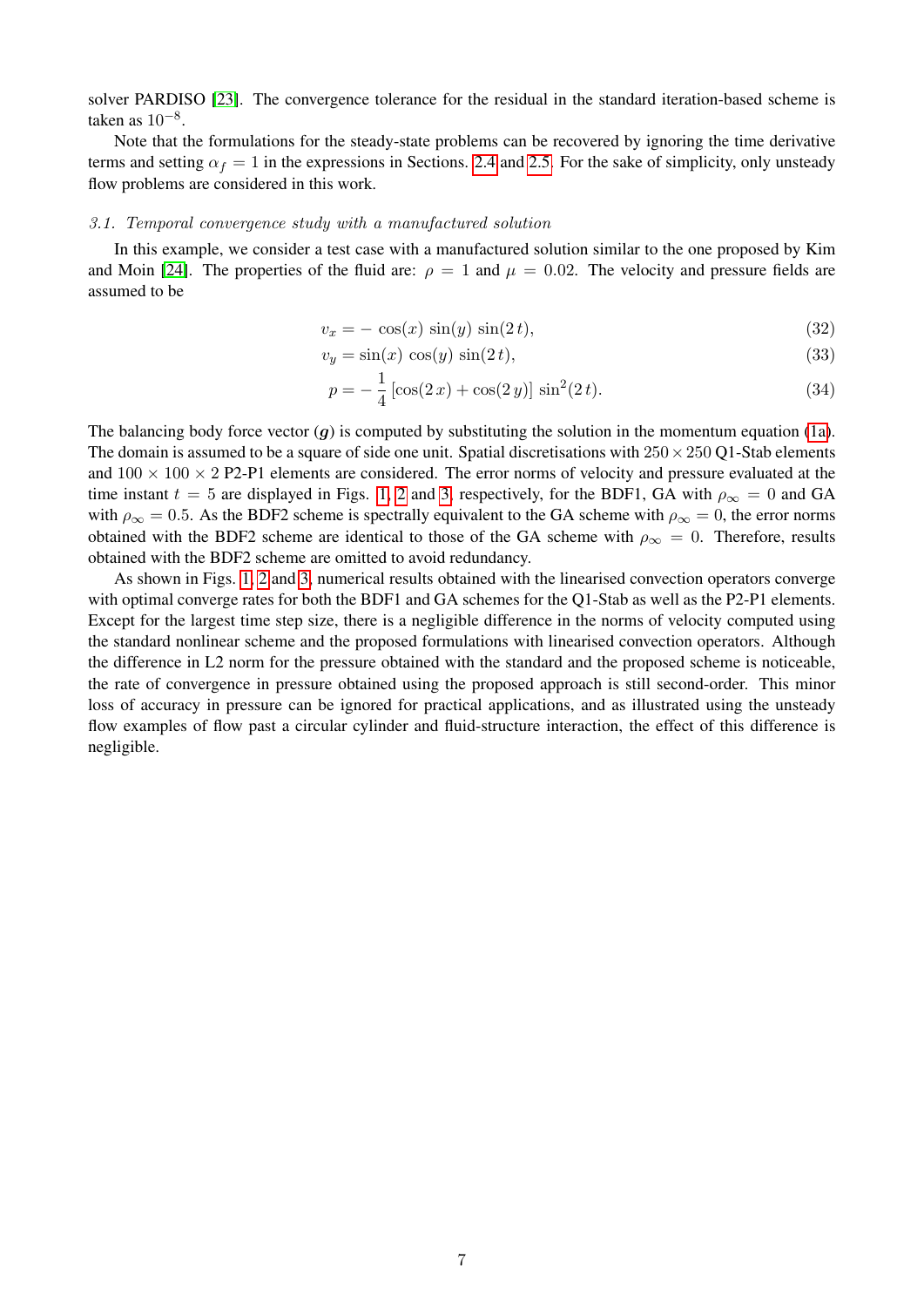solver PARDISO [23]. The convergence tolerance for the residual in the standard iteration-based scheme is taken as $10^{-8}$.

Note that the formulations for the steady-state problems can be recovered by ignoring the time derivative terms and setting $\alpha_f = 1$ in the expressions in Sections. 2.4 and 2.5. For the sake of simplicity, only unsteady flow problems are considered in this work.

### 3.1. Temporal convergence study with a manufactured solution

In this example, we consider a test case with a manufactured solution similar to the one proposed by Kim and Moin [24]. The properties of the fluid are: $\rho = 1$ and $\mu = 0.02$. The velocity and pressure fields are assumed to be

$$v_x = -\cos(x)\,\sin(y)\,\sin(2\,t), \tag{32}$$

$$v_y = \sin(x)\,\cos(y)\,\sin(2\,t), \tag{33}$$

$$p = -\frac{1}{4}\left[\cos(2\,x) + \cos(2\,y)\right]\,\sin^2(2\,t). \tag{34}$$

The balancing body force vector ($\boldsymbol{g}$) is computed by substituting the solution in the momentum equation (1a). The domain is assumed to be a square of side one unit. Spatial discretisations with $250 \times 250$ Q1-Stab elements and $100 \times 100 \times 2$ P2-P1 elements are considered. The error norms of velocity and pressure evaluated at the time instant $t = 5$ are displayed in Figs. 1, 2 and 3, respectively, for the BDF1, GA with $\rho_\infty = 0$ and GA with $\rho_\infty = 0.5$. As the BDF2 scheme is spectrally equivalent to the GA scheme with $\rho_\infty = 0$, the error norms obtained with the BDF2 scheme are identical to those of the GA scheme with $\rho_\infty = 0$. Therefore, results obtained with the BDF2 scheme are omitted to avoid redundancy.

As shown in Figs. 1, 2 and 3, numerical results obtained with the linearised convection operators converge with optimal converge rates for both the BDF1 and GA schemes for the Q1-Stab as well as the P2-P1 elements. Except for the largest time step size, there is a negligible difference in the norms of velocity computed using the standard nonlinear scheme and the proposed formulations with linearised convection operators. Although the difference in L2 norm for the pressure obtained with the standard and the proposed scheme is noticeable, the rate of convergence in pressure obtained using the proposed approach is still second-order. This minor loss of accuracy in pressure can be ignored for practical applications, and as illustrated using the unsteady flow examples of flow past a circular cylinder and fluid-structure interaction, the effect of this difference is negligible.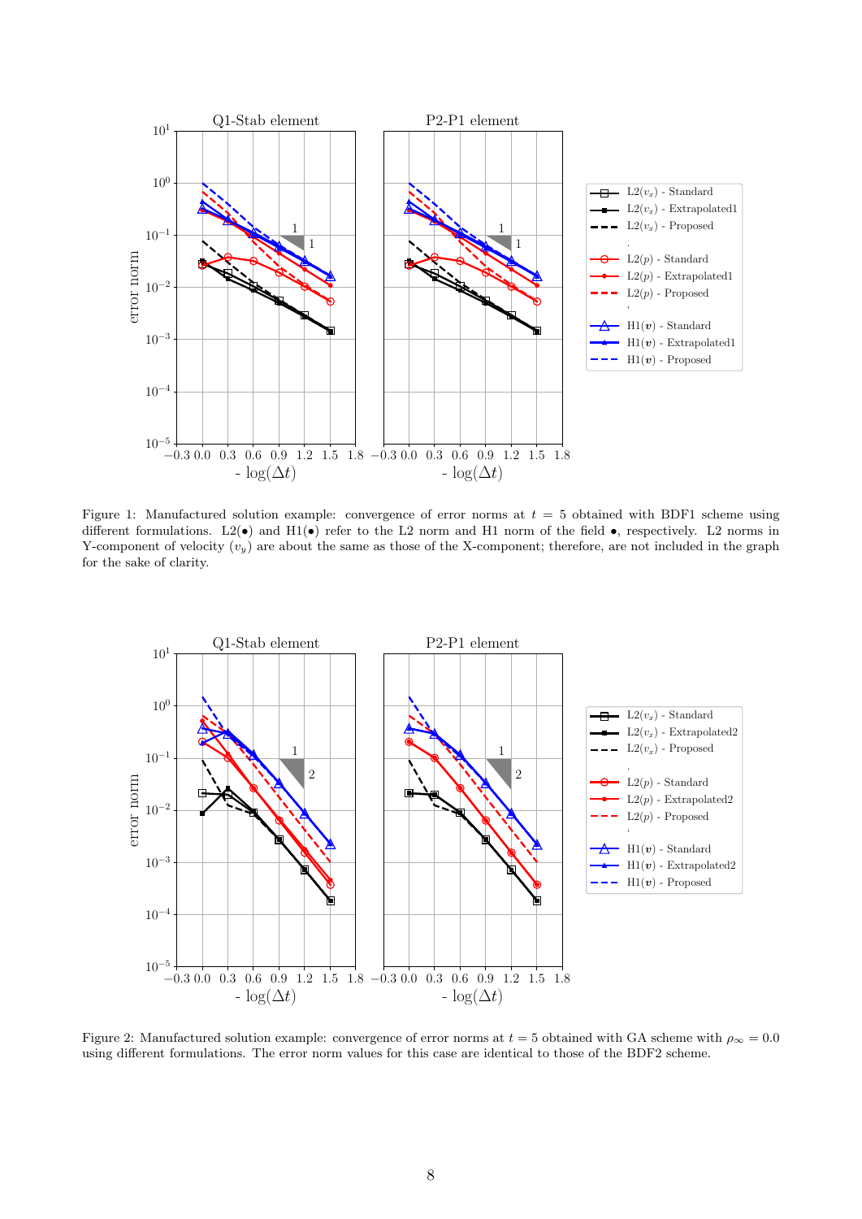Figure 1: Manufactured solution example: convergence of error norms at $t = 5$ obtained with BDF1 scheme using different formulations. L2($\bullet$) and H1($\bullet$) refer to the L2 norm and H1 norm of the field $\bullet$, respectively. L2 norms in Y-component of velocity ($v_y$) are about the same as those of the X-component; therefore, are not included in the graph for the sake of clarity.

Figure 2: Manufactured solution example: convergence of error norms at $t = 5$ obtained with GA scheme with $\rho_\infty = 0.0$ using different formulations. The error norm values for this case are identical to those of the BDF2 scheme.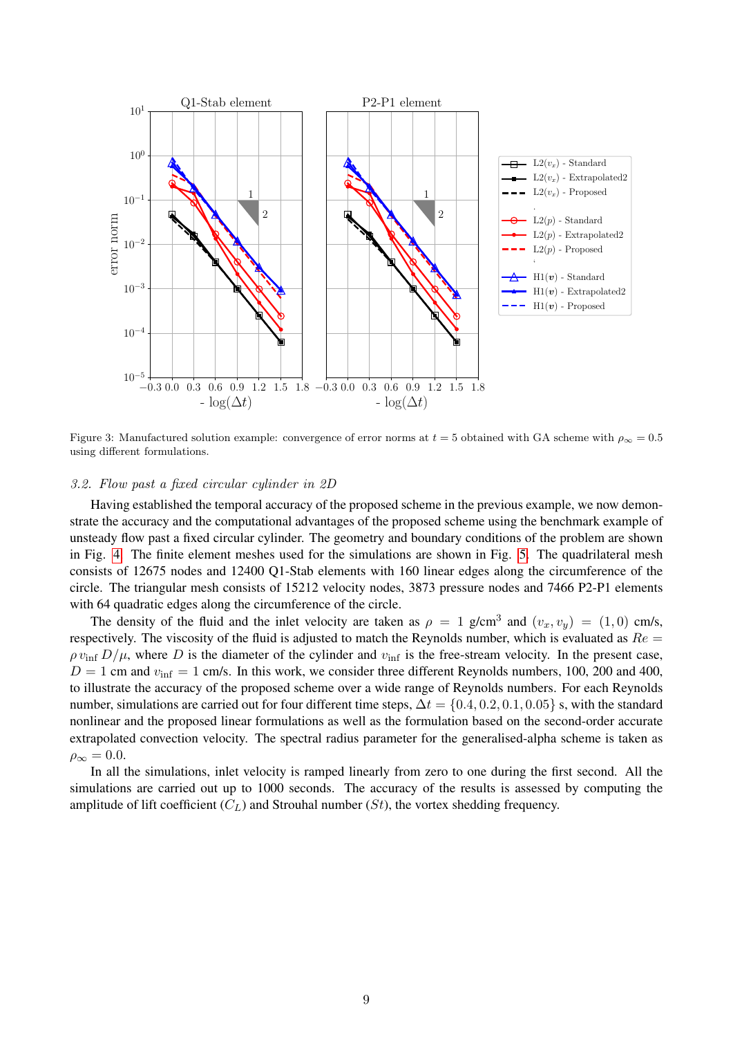Figure 3: Manufactured solution example: convergence of error norms at $t = 5$ obtained with GA scheme with $\rho_\infty = 0.5$ using different formulations.

### 3.2. Flow past a fixed circular cylinder in 2D

Having established the temporal accuracy of the proposed scheme in the previous example, we now demonstrate the accuracy and the computational advantages of the proposed scheme using the benchmark example of unsteady flow past a fixed circular cylinder. The geometry and boundary conditions of the problem are shown in Fig. 4. The finite element meshes used for the simulations are shown in Fig. 5. The quadrilateral mesh consists of 12675 nodes and 12400 Q1-Stab elements with 160 linear edges along the circumference of the circle. The triangular mesh consists of 15212 velocity nodes, 3873 pressure nodes and 7466 P2-P1 elements with 64 quadratic edges along the circumference of the circle.

The density of the fluid and the inlet velocity are taken as $\rho = 1$ g/cm$^3$ and $(v_x, v_y) = (1, 0)$ cm/s, respectively. The viscosity of the fluid is adjusted to match the Reynolds number, which is evaluated as $Re = \rho\, v_{\text{inf}}\, D/\mu$, where $D$ is the diameter of the cylinder and $v_{\text{inf}}$ is the free-stream velocity. In the present case, $D = 1$ cm and $v_{\text{inf}} = 1$ cm/s. In this work, we consider three different Reynolds numbers, 100, 200 and 400, to illustrate the accuracy of the proposed scheme over a wide range of Reynolds numbers. For each Reynolds number, simulations are carried out for four different time steps, $\Delta t = \{0.4, 0.2, 0.1, 0.05\}$ s, with the standard nonlinear and the proposed linear formulations as well as the formulation based on the second-order accurate extrapolated convection velocity. The spectral radius parameter for the generalised-alpha scheme is taken as $\rho_\infty = 0.0$.

In all the simulations, inlet velocity is ramped linearly from zero to one during the first second. All the simulations are carried out up to 1000 seconds. The accuracy of the results is assessed by computing the amplitude of lift coefficient ($C_L$) and Strouhal number ($St$), the vortex shedding frequency.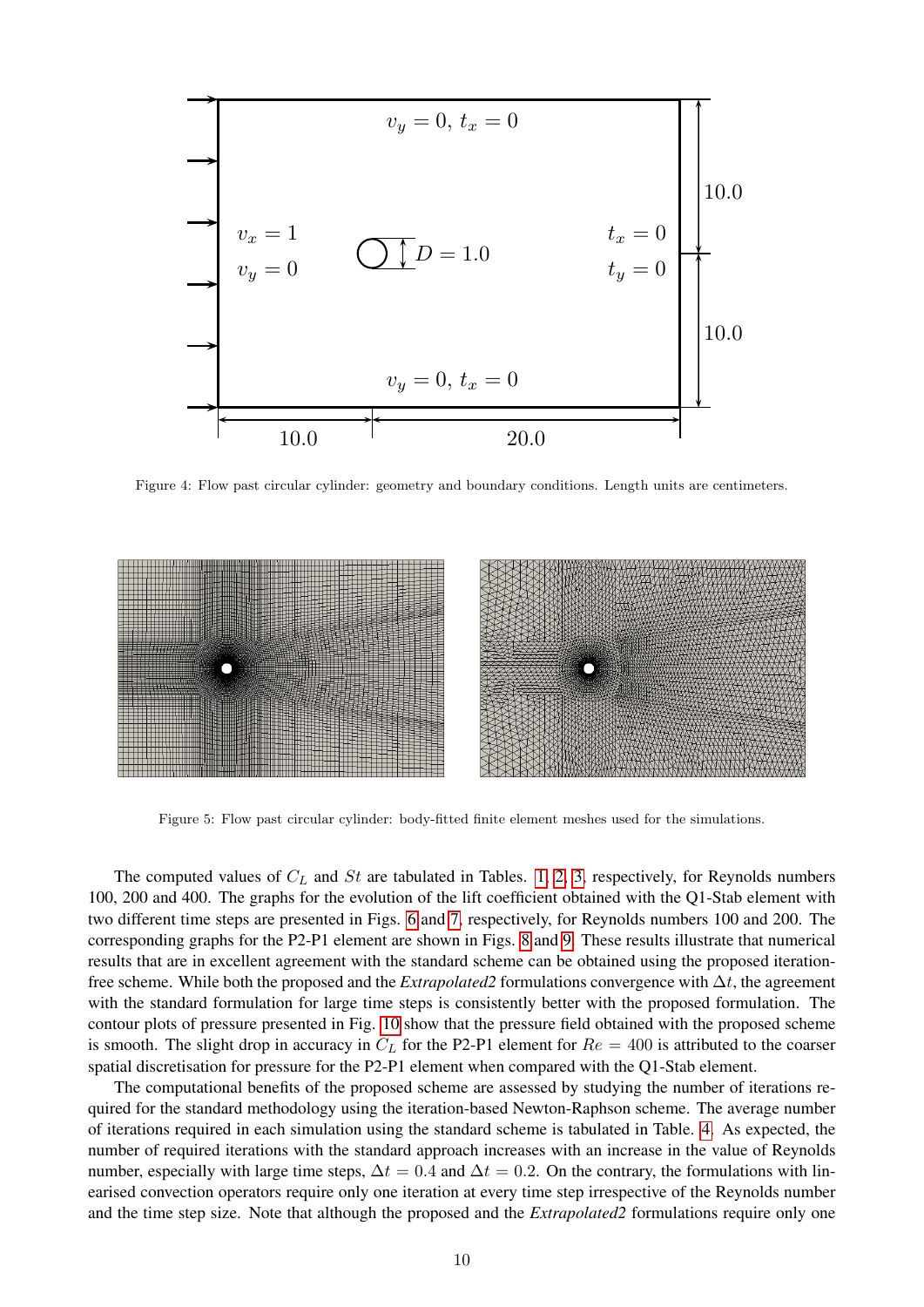Figure 4: Flow past circular cylinder: geometry and boundary conditions. Length units are centimeters.

Figure 5: Flow past circular cylinder: body-fitted finite element meshes used for the simulations.

The computed values of $C_L$ and $St$ are tabulated in Tables. 1, 2, 3, respectively, for Reynolds numbers 100, 200 and 400. The graphs for the evolution of the lift coefficient obtained with the Q1-Stab element with two different time steps are presented in Figs. 6 and 7, respectively, for Reynolds numbers 100 and 200. The corresponding graphs for the P2-P1 element are shown in Figs. 8 and 9. These results illustrate that numerical results that are in excellent agreement with the standard scheme can be obtained using the proposed iteration-free scheme. While both the proposed and the *Extrapolated2* formulations convergence with $\Delta t$, the agreement with the standard formulation for large time steps is consistently better with the proposed formulation. The contour plots of pressure presented in Fig. 10 show that the pressure field obtained with the proposed scheme is smooth. The slight drop in accuracy in $C_L$ for the P2-P1 element for $Re = 400$ is attributed to the coarser spatial discretisation for pressure for the P2-P1 element when compared with the Q1-Stab element.

The computational benefits of the proposed scheme are assessed by studying the number of iterations required for the standard methodology using the iteration-based Newton-Raphson scheme. The average number of iterations required in each simulation using the standard scheme is tabulated in Table. 4. As expected, the number of required iterations with the standard approach increases with an increase in the value of Reynolds number, especially with large time steps, $\Delta t = 0.4$ and $\Delta t = 0.2$. On the contrary, the formulations with linearised convection operators require only one iteration at every time step irrespective of the Reynolds number and the time step size. Note that although the proposed and the *Extrapolated2* formulations require only one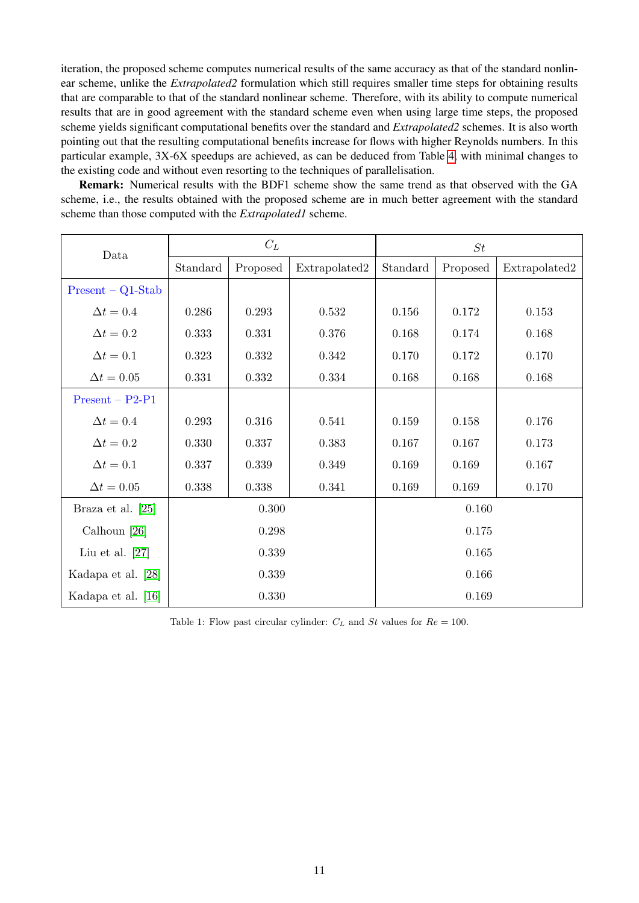iteration, the proposed scheme computes numerical results of the same accuracy as that of the standard nonlinear scheme, unlike the *Extrapolated2* formulation which still requires smaller time steps for obtaining results that are comparable to that of the standard nonlinear scheme. Therefore, with its ability to compute numerical results that are in good agreement with the standard scheme even when using large time steps, the proposed scheme yields significant computational benefits over the standard and *Extrapolated2* schemes. It is also worth pointing out that the resulting computational benefits increase for flows with higher Reynolds numbers. In this particular example, 3X-6X speedups are achieved, as can be deduced from Table 4, with minimal changes to the existing code and without even resorting to the techniques of parallelisation.

**Remark:** Numerical results with the BDF1 scheme show the same trend as that observed with the GA scheme, i.e., the results obtained with the proposed scheme are in much better agreement with the standard scheme than those computed with the *Extrapolated1* scheme.

| Data | $C_L$ | | | $St$ | | |
|---|---|---|---|---|---|---|
| | Standard | Proposed | Extrapolated2 | Standard | Proposed | Extrapolated2 |
| Present – Q1-Stab | | | | | | |
| $\Delta t = 0.4$ | 0.286 | 0.293 | 0.532 | 0.156 | 0.172 | 0.153 |
| $\Delta t = 0.2$ | 0.333 | 0.331 | 0.376 | 0.168 | 0.174 | 0.168 |
| $\Delta t = 0.1$ | 0.323 | 0.332 | 0.342 | 0.170 | 0.172 | 0.170 |
| $\Delta t = 0.05$ | 0.331 | 0.332 | 0.334 | 0.168 | 0.168 | 0.168 |
| Present – P2-P1 | | | | | | |
| $\Delta t = 0.4$ | 0.293 | 0.316 | 0.541 | 0.159 | 0.158 | 0.176 |
| $\Delta t = 0.2$ | 0.330 | 0.337 | 0.383 | 0.167 | 0.167 | 0.173 |
| $\Delta t = 0.1$ | 0.337 | 0.339 | 0.349 | 0.169 | 0.169 | 0.167 |
| $\Delta t = 0.05$ | 0.338 | 0.338 | 0.341 | 0.169 | 0.169 | 0.170 |
| Braza et al. [25] | 0.300 | | | 0.160 | | |
| Calhoun [26] | 0.298 | | | 0.175 | | |
| Liu et al. [27] | 0.339 | | | 0.165 | | |
| Kadapa et al. [28] | 0.339 | | | 0.166 | | |
| Kadapa et al. [16] | 0.330 | | | 0.169 | | |

Table 1: Flow past circular cylinder: $C_L$ and $St$ values for $Re = 100$.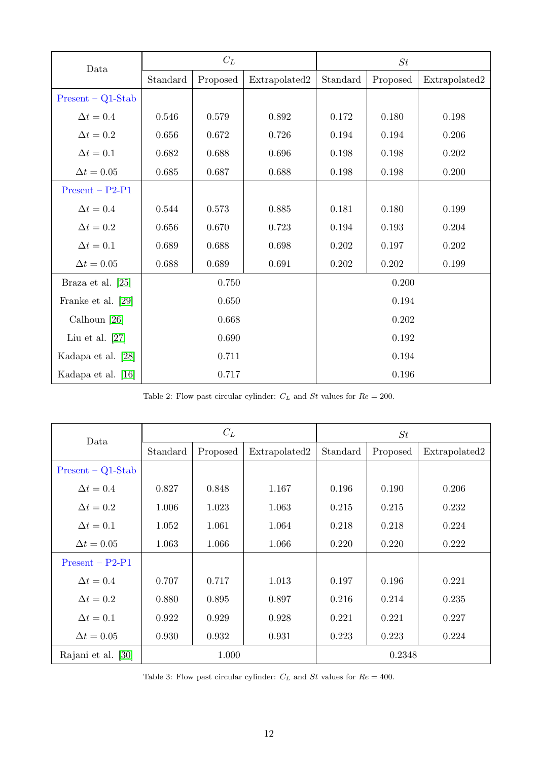| Data | $C_L$ | | | $St$ | | |
|---|---|---|---|---|---|---|
| | Standard | Proposed | Extrapolated2 | Standard | Proposed | Extrapolated2 |
| Present – Q1-Stab | | | | | | |
| $\Delta t = 0.4$ | 0.546 | 0.579 | 0.892 | 0.172 | 0.180 | 0.198 |
| $\Delta t = 0.2$ | 0.656 | 0.672 | 0.726 | 0.194 | 0.194 | 0.206 |
| $\Delta t = 0.1$ | 0.682 | 0.688 | 0.696 | 0.198 | 0.198 | 0.202 |
| $\Delta t = 0.05$ | 0.685 | 0.687 | 0.688 | 0.198 | 0.198 | 0.200 |
| Present – P2-P1 | | | | | | |
| $\Delta t = 0.4$ | 0.544 | 0.573 | 0.885 | 0.181 | 0.180 | 0.199 |
| $\Delta t = 0.2$ | 0.656 | 0.670 | 0.723 | 0.194 | 0.193 | 0.204 |
| $\Delta t = 0.1$ | 0.689 | 0.688 | 0.698 | 0.202 | 0.197 | 0.202 |
| $\Delta t = 0.05$ | 0.688 | 0.689 | 0.691 | 0.202 | 0.202 | 0.199 |
| Braza et al. [25] | 0.750 | | | 0.200 | | |
| Franke et al. [29] | 0.650 | | | 0.194 | | |
| Calhoun [26] | 0.668 | | | 0.202 | | |
| Liu et al. [27] | 0.690 | | | 0.192 | | |
| Kadapa et al. [28] | 0.711 | | | 0.194 | | |
| Kadapa et al. [16] | 0.717 | | | 0.196 | | |

Table 2: Flow past circular cylinder: $C_L$ and $St$ values for $Re = 200$.

| Data | $C_L$ | | | $St$ | | |
|---|---|---|---|---|---|---|
| | Standard | Proposed | Extrapolated2 | Standard | Proposed | Extrapolated2 |
| Present – Q1-Stab | | | | | | |
| $\Delta t = 0.4$ | 0.827 | 0.848 | 1.167 | 0.196 | 0.190 | 0.206 |
| $\Delta t = 0.2$ | 1.006 | 1.023 | 1.063 | 0.215 | 0.215 | 0.232 |
| $\Delta t = 0.1$ | 1.052 | 1.061 | 1.064 | 0.218 | 0.218 | 0.224 |
| $\Delta t = 0.05$ | 1.063 | 1.066 | 1.066 | 0.220 | 0.220 | 0.222 |
| Present – P2-P1 | | | | | | |
| $\Delta t = 0.4$ | 0.707 | 0.717 | 1.013 | 0.197 | 0.196 | 0.221 |
| $\Delta t = 0.2$ | 0.880 | 0.895 | 0.897 | 0.216 | 0.214 | 0.235 |
| $\Delta t = 0.1$ | 0.922 | 0.929 | 0.928 | 0.221 | 0.221 | 0.227 |
| $\Delta t = 0.05$ | 0.930 | 0.932 | 0.931 | 0.223 | 0.223 | 0.224 |
| Rajani et al. [30] | 1.000 | | | 0.2348 | | |

Table 3: Flow past circular cylinder: $C_L$ and $St$ values for $Re = 400$.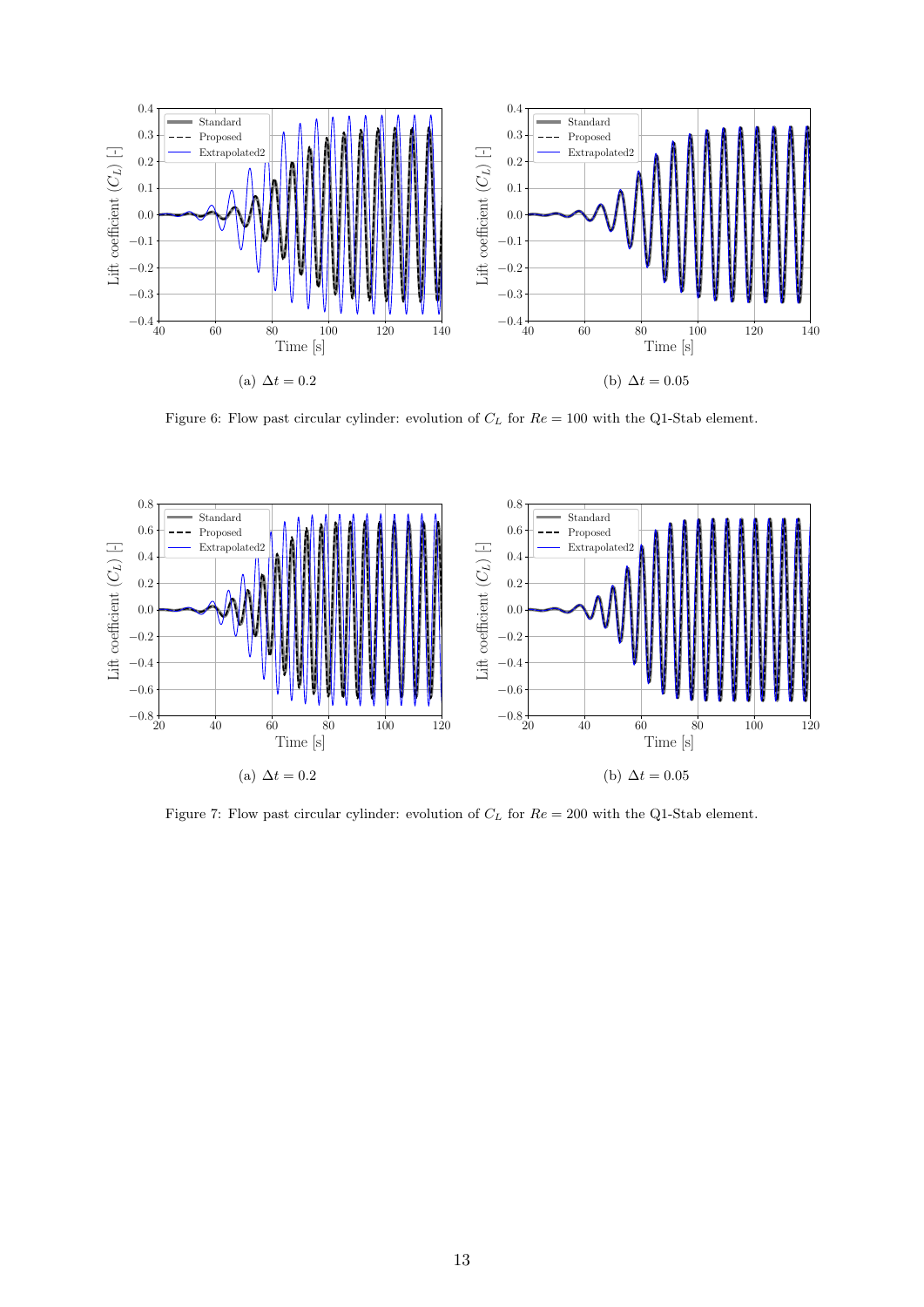(a) $\Delta t = 0.2$

(b) $\Delta t = 0.05$

Figure 6: Flow past circular cylinder: evolution of $C_L$ for $Re = 100$ with the Q1-Stab element.

(a) $\Delta t = 0.2$

(b) $\Delta t = 0.05$

Figure 7: Flow past circular cylinder: evolution of $C_L$ for $Re = 200$ with the Q1-Stab element.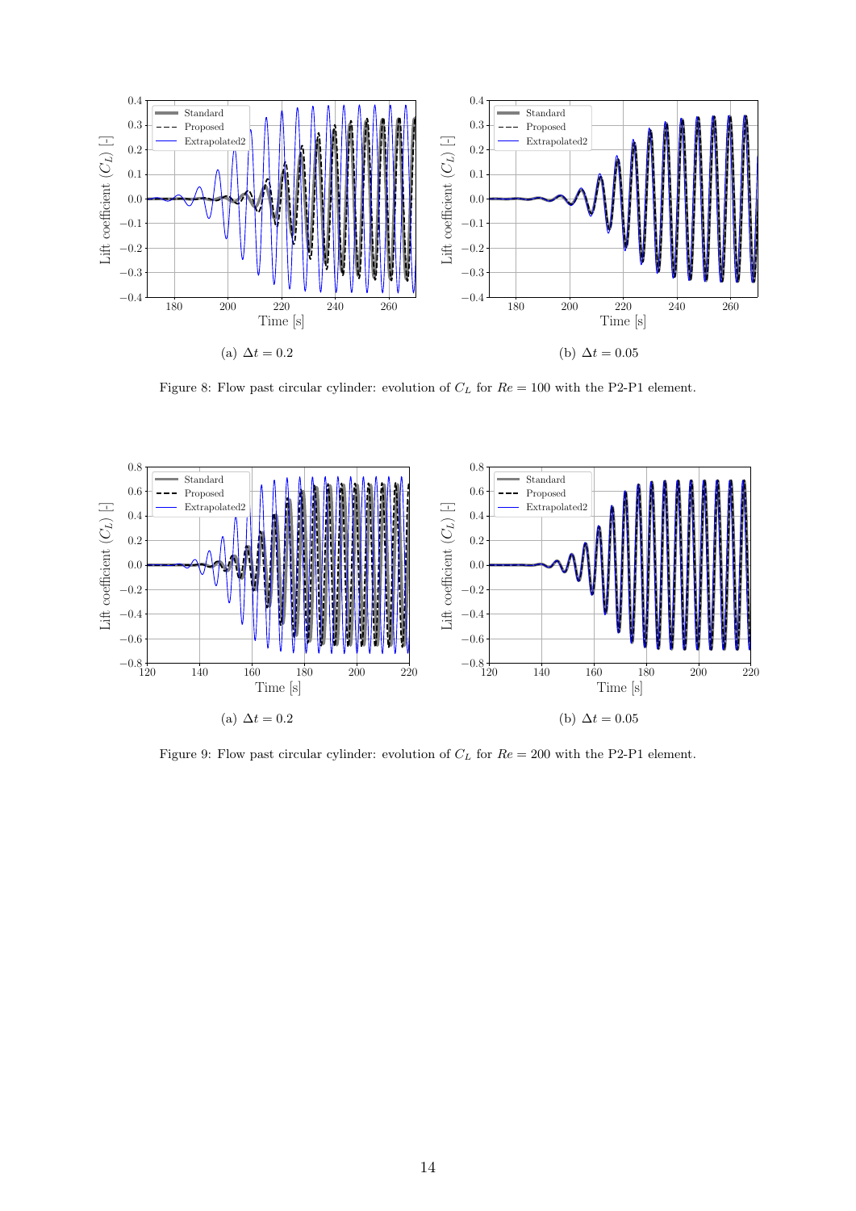(a) $\Delta t = 0.2$

(b) $\Delta t = 0.05$

Figure 8: Flow past circular cylinder: evolution of $C_L$ for $Re = 100$ with the P2-P1 element.

(a) $\Delta t = 0.2$

(b) $\Delta t = 0.05$

Figure 9: Flow past circular cylinder: evolution of $C_L$ for $Re = 200$ with the P2-P1 element.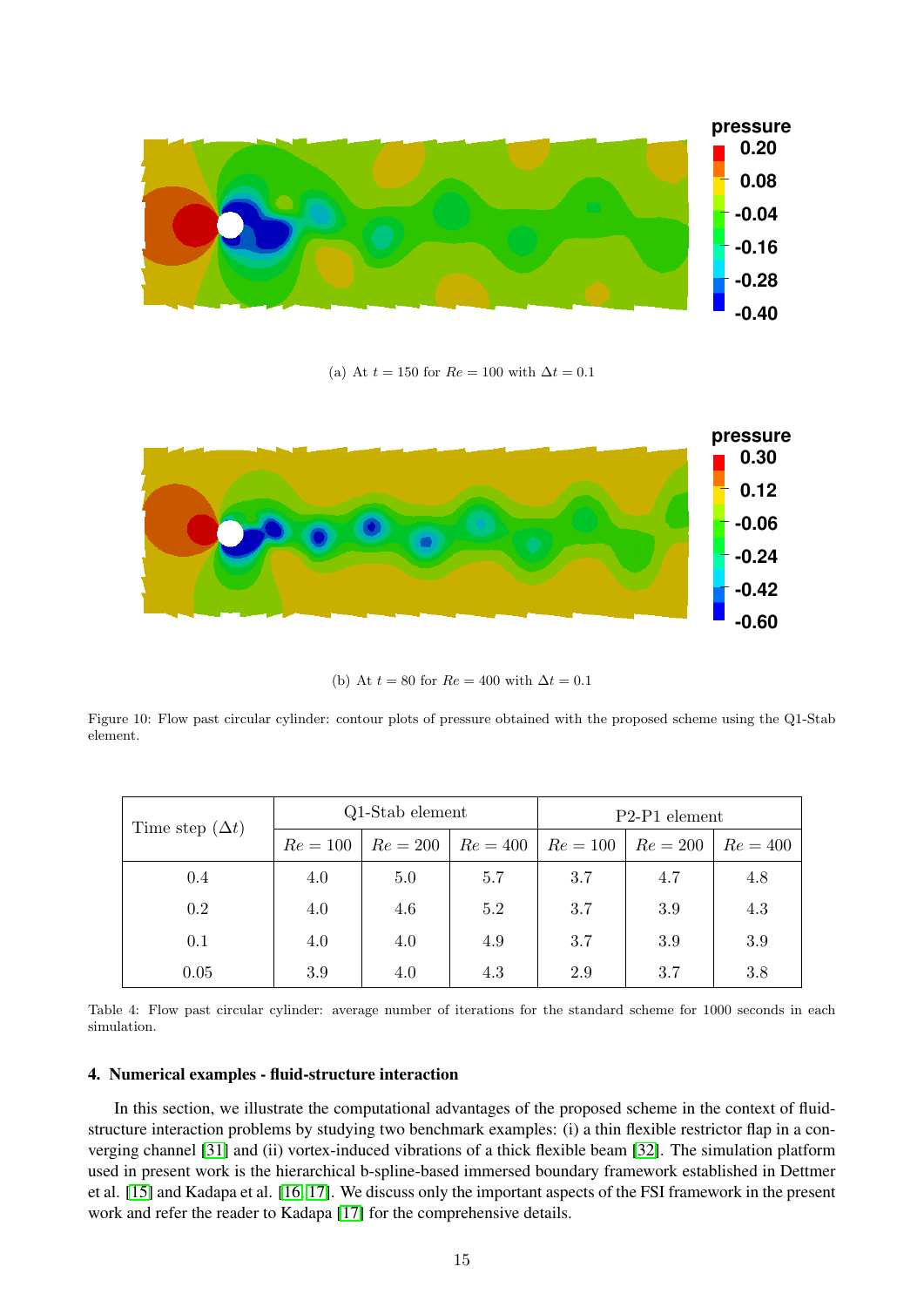(a) At $t = 150$ for $Re = 100$ with $\Delta t = 0.1$

(b) At $t = 80$ for $Re = 400$ with $\Delta t = 0.1$

Figure 10: Flow past circular cylinder: contour plots of pressure obtained with the proposed scheme using the Q1-Stab element.

| Time step ($\Delta t$) | Q1-Stab element | | | P2-P1 element | | |
|---|---|---|---|---|---|---|
| | $Re = 100$ | $Re = 200$ | $Re = 400$ | $Re = 100$ | $Re = 200$ | $Re = 400$ |
| 0.4 | 4.0 | 5.0 | 5.7 | 3.7 | 4.7 | 4.8 |
| 0.2 | 4.0 | 4.6 | 5.2 | 3.7 | 3.9 | 4.3 |
| 0.1 | 4.0 | 4.0 | 4.9 | 3.7 | 3.9 | 3.9 |
| 0.05 | 3.9 | 4.0 | 4.3 | 2.9 | 3.7 | 3.8 |

Table 4: Flow past circular cylinder: average number of iterations for the standard scheme for 1000 seconds in each simulation.

## 4. Numerical examples - fluid-structure interaction

In this section, we illustrate the computational advantages of the proposed scheme in the context of fluid-structure interaction problems by studying two benchmark examples: (i) a thin flexible restrictor flap in a converging channel [31] and (ii) vortex-induced vibrations of a thick flexible beam [32]. The simulation platform used in present work is the hierarchical b-spline-based immersed boundary framework established in Dettmer et al. [15] and Kadapa et al. [16, 17]. We discuss only the important aspects of the FSI framework in the present work and refer the reader to Kadapa [17] for the comprehensive details.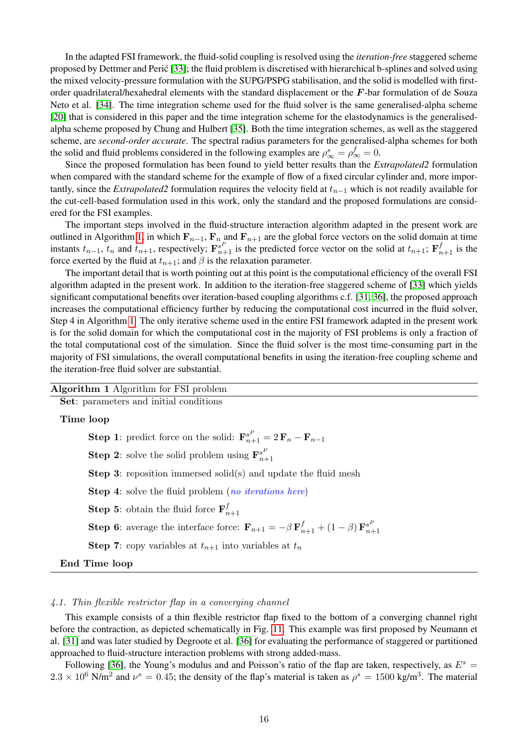In the adapted FSI framework, the fluid-solid coupling is resolved using the *iteration-free* staggered scheme proposed by Dettmer and Perić [33]; the fluid problem is discretised with hierarchical b-splines and solved using the mixed velocity-pressure formulation with the SUPG/PSPG stabilisation, and the solid is modelled with first-order quadrilateral/hexahedral elements with the standard displacement or the $\boldsymbol{F}$-bar formulation of de Souza Neto et al. [34]. The time integration scheme used for the fluid solver is the same generalised-alpha scheme [20] that is considered in this paper and the time integration scheme for the elastodynamics is the generalised-alpha scheme proposed by Chung and Hulbert [35]. Both the time integration schemes, as well as the staggered scheme, are *second-order accurate*. The spectral radius parameters for the generalised-alpha schemes for both the solid and fluid problems considered in the following examples are $\rho^s_\infty = \rho^f_\infty = 0$.

Since the proposed formulation has been found to yield better results than the *Extrapolated2* formulation when compared with the standard scheme for the example of flow of a fixed circular cylinder and, more importantly, since the *Extrapolated2* formulation requires the velocity field at $t_{n-1}$ which is not readily available for the cut-cell-based formulation used in this work, only the standard and the proposed formulations are considered for the FSI examples.

The important steps involved in the fluid-structure interaction algorithm adapted in the present work are outlined in Algorithm 1, in which $\mathbf{F}_{n-1}$, $\mathbf{F}_n$ and $\mathbf{F}_{n+1}$ are the global force vectors on the solid domain at time instants $t_{n-1}$, $t_n$ and $t_{n+1}$, respectively; $\mathbf{F}^{s^P}_{n+1}$ is the predicted force vector on the solid at $t_{n+1}$; $\mathbf{F}^f_{n+1}$ is the force exerted by the fluid at $t_{n+1}$; and $\beta$ is the relaxation parameter.

The important detail that is worth pointing out at this point is the computational efficiency of the overall FSI algorithm adapted in the present work. In addition to the iteration-free staggered scheme of [33] which yields significant computational benefits over iteration-based coupling algorithms c.f. [31, 36], the proposed approach increases the computational efficiency further by reducing the computational cost incurred in the fluid solver, Step 4 in Algorithm 1. The only iterative scheme used in the entire FSI framework adapted in the present work is for the solid domain for which the computational cost in the majority of FSI problems is only a fraction of the total computational cost of the simulation. Since the fluid solver is the most time-consuming part in the majority of FSI simulations, the overall computational benefits in using the iteration-free coupling scheme and the iteration-free fluid solver are substantial.

---

**Algorithm 1** Algorithm for FSI problem

**Set**: parameters and initial conditions

**Time loop**

- **Step 1**: predict force on the solid: $\mathbf{F}^{s^P}_{n+1} = 2\,\mathbf{F}_n - \mathbf{F}_{n-1}$
- **Step 2**: solve the solid problem using $\mathbf{F}^{s^P}_{n+1}$
- **Step 3**: reposition immersed solid(s) and update the fluid mesh
- **Step 4**: solve the fluid problem (*no iterations here*)
- **Step 5**: obtain the fluid force $\mathbf{F}^f_{n+1}$
- **Step 6**: average the interface force: $\mathbf{F}_{n+1} = -\beta\,\mathbf{F}^f_{n+1} + (1-\beta)\,\mathbf{F}^{s^P}_{n+1}$
- **Step 7**: copy variables at $t_{n+1}$ into variables at $t_n$

**End Time loop**

---

### 4.1. Thin flexible restrictor flap in a converging channel

This example consists of a thin flexible restrictor flap fixed to the bottom of a converging channel right before the contraction, as depicted schematically in Fig. 11. This example was first proposed by Neumann et al. [31] and was later studied by Degroote et al. [36] for evaluating the performance of staggered or partitioned approached to fluid-structure interaction problems with strong added-mass.

Following [36], the Young's modulus and and Poisson's ratio of the flap are taken, respectively, as $E^s = 2.3 \times 10^6$ N/m$^2$ and $\nu^s = 0.45$; the density of the flap's material is taken as $\rho^s = 1500$ kg/m$^3$. The material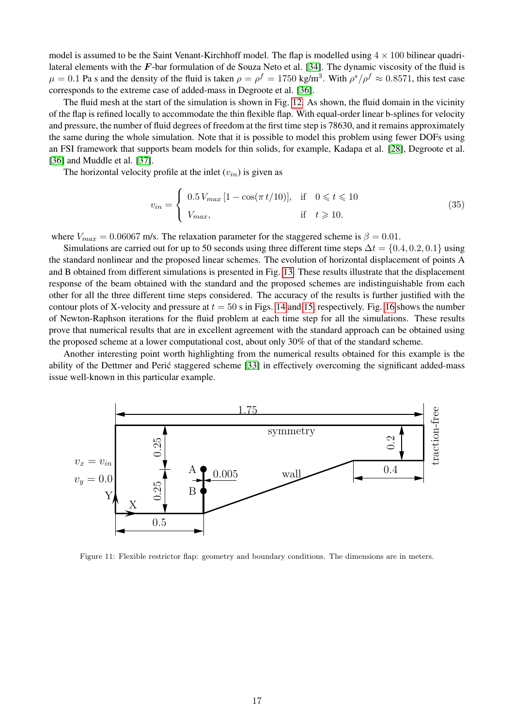model is assumed to be the Saint Venant-Kirchhoff model. The flap is modelled using $4 \times 100$ bilinear quadrilateral elements with the $\boldsymbol{F}$-bar formulation of de Souza Neto et al. [34]. The dynamic viscosity of the fluid is $\mu = 0.1$ Pa s and the density of the fluid is taken $\rho = \rho^f = 1750$ kg/m$^3$. With $\rho^s/\rho^f \approx 0.8571$, this test case corresponds to the extreme case of added-mass in Degroote et al. [36].

The fluid mesh at the start of the simulation is shown in Fig. 12. As shown, the fluid domain in the vicinity of the flap is refined locally to accommodate the thin flexible flap. With equal-order linear b-splines for velocity and pressure, the number of fluid degrees of freedom at the first time step is 78630, and it remains approximately the same during the whole simulation. Note that it is possible to model this problem using fewer DOFs using an FSI framework that supports beam models for thin solids, for example, Kadapa et al. [28], Degroote et al. [36] and Muddle et al. [37].

The horizontal velocity profile at the inlet ($v_{in}$) is given as

$$v_{in} = \begin{cases} 0.5\, V_{max}\, [1 - \cos(\pi\, t/10)], & \text{if} \quad 0 \leqslant t \leqslant 10 \\ V_{max}, & \text{if} \quad t \geqslant 10. \end{cases} \tag{35}$$

where $V_{max} = 0.06067$ m/s. The relaxation parameter for the staggered scheme is $\beta = 0.01$.

Simulations are carried out for up to 50 seconds using three different time steps $\Delta t = \{0.4, 0.2, 0.1\}$ using the standard nonlinear and the proposed linear schemes. The evolution of horizontal displacement of points A and B obtained from different simulations is presented in Fig. 13. These results illustrate that the displacement response of the beam obtained with the standard and the proposed schemes are indistinguishable from each other for all the three different time steps considered. The accuracy of the results is further justified with the contour plots of X-velocity and pressure at $t = 50$ s in Figs. 14 and 15, respectively. Fig. 16 shows the number of Newton-Raphson iterations for the fluid problem at each time step for all the simulations. These results prove that numerical results that are in excellent agreement with the standard approach can be obtained using the proposed scheme at a lower computational cost, about only 30% of that of the standard scheme.

Another interesting point worth highlighting from the numerical results obtained for this example is the ability of the Dettmer and Perić staggered scheme [33] in effectively overcoming the significant added-mass issue well-known in this particular example.

Figure 11: Flexible restrictor flap: geometry and boundary conditions. The dimensions are in meters.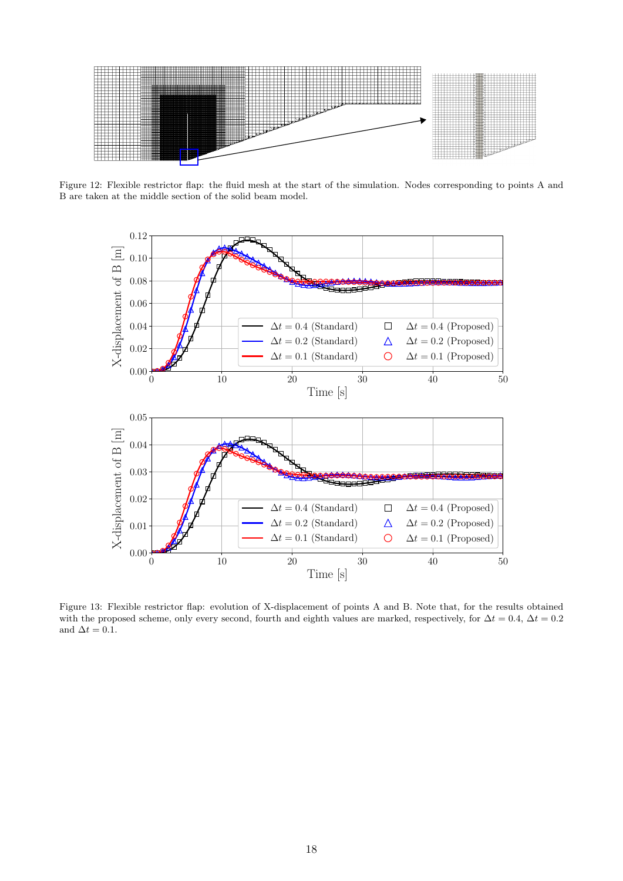Figure 12: Flexible restrictor flap: the fluid mesh at the start of the simulation. Nodes corresponding to points A and B are taken at the middle section of the solid beam model.

Figure 13: Flexible restrictor flap: evolution of X-displacement of points A and B. Note that, for the results obtained with the proposed scheme, only every second, fourth and eighth values are marked, respectively, for $\Delta t = 0.4$, $\Delta t = 0.2$ and $\Delta t = 0.1$.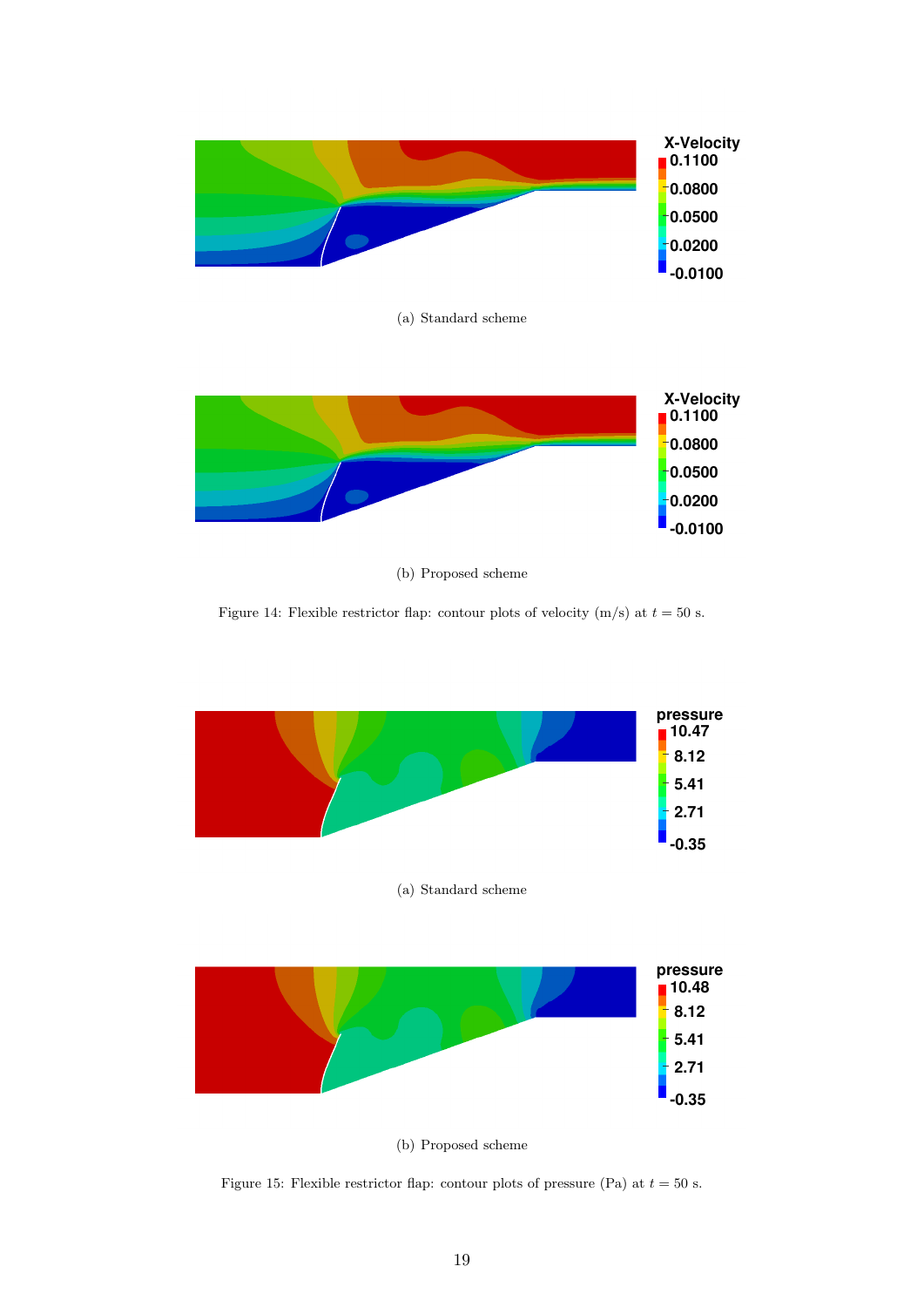(a) Standard scheme

(b) Proposed scheme

Figure 14: Flexible restrictor flap: contour plots of velocity (m/s) at $t = 50$ s.

(a) Standard scheme

(b) Proposed scheme

Figure 15: Flexible restrictor flap: contour plots of pressure (Pa) at $t = 50$ s.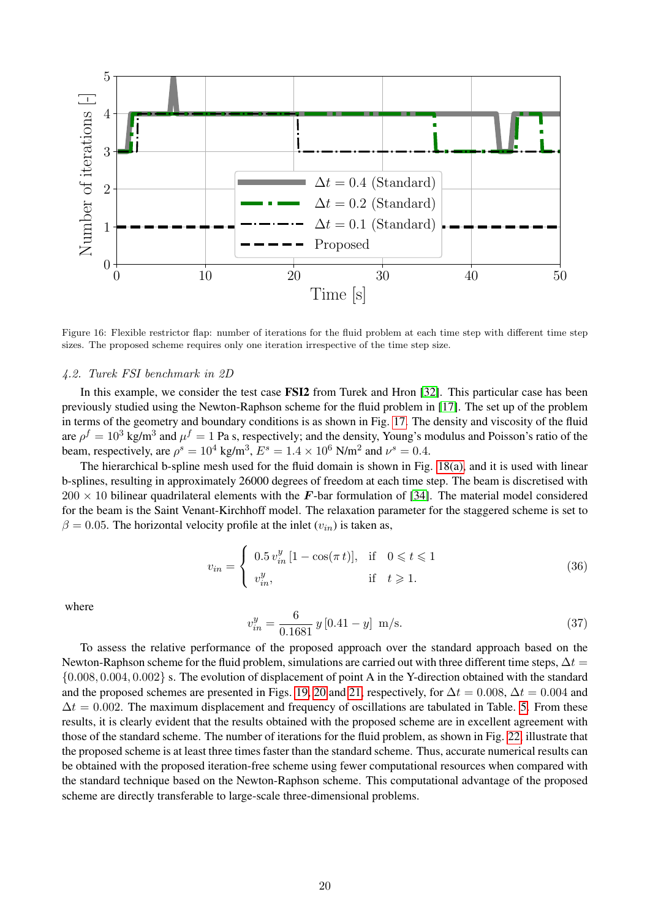Figure 16: Flexible restrictor flap: number of iterations for the fluid problem at each time step with different time step sizes. The proposed scheme requires only one iteration irrespective of the time step size.

### 4.2. Turek FSI benchmark in 2D

In this example, we consider the test case **FSI2** from Turek and Hron [32]. This particular case has been previously studied using the Newton-Raphson scheme for the fluid problem in [17]. The set up of the problem in terms of the geometry and boundary conditions is as shown in Fig. 17. The density and viscosity of the fluid are $\rho^f = 10^3$ kg/m$^3$ and $\mu^f = 1$ Pa s, respectively; and the density, Young's modulus and Poisson's ratio of the beam, respectively, are $\rho^s = 10^4$ kg/m$^3$, $E^s = 1.4 \times 10^6$ N/m$^2$ and $\nu^s = 0.4$.

The hierarchical b-spline mesh used for the fluid domain is shown in Fig. 18(a), and it is used with linear b-splines, resulting in approximately 26000 degrees of freedom at each time step. The beam is discretised with $200 \times 10$ bilinear quadrilateral elements with the $\boldsymbol{F}$-bar formulation of [34]. The material model considered for the beam is the Saint Venant-Kirchhoff model. The relaxation parameter for the staggered scheme is set to $\beta = 0.05$. The horizontal velocity profile at the inlet ($v_{in}$) is taken as,

$$v_{in} = \begin{cases} 0.5\, v_{in}^y\, [1 - \cos(\pi\, t)], & \text{if} \quad 0 \leqslant t \leqslant 1 \\ v_{in}^y, & \text{if} \quad t \geqslant 1. \end{cases} \tag{36}$$

where

$$v_{in}^y = \frac{6}{0.1681}\, y\, [0.41 - y] \;\; \text{m/s}. \tag{37}$$

To assess the relative performance of the proposed approach over the standard approach based on the Newton-Raphson scheme for the fluid problem, simulations are carried out with three different time steps, $\Delta t = \{0.008, 0.004, 0.002\}$ s. The evolution of displacement of point A in the Y-direction obtained with the standard and the proposed schemes are presented in Figs. 19, 20 and 21, respectively, for $\Delta t = 0.008$, $\Delta t = 0.004$ and $\Delta t = 0.002$. The maximum displacement and frequency of oscillations are tabulated in Table. 5. From these results, it is clearly evident that the results obtained with the proposed scheme are in excellent agreement with those of the standard scheme. The number of iterations for the fluid problem, as shown in Fig. 22, illustrate that the proposed scheme is at least three times faster than the standard scheme. Thus, accurate numerical results can be obtained with the proposed iteration-free scheme using fewer computational resources when compared with the standard technique based on the Newton-Raphson scheme. This computational advantage of the proposed scheme are directly transferable to large-scale three-dimensional problems.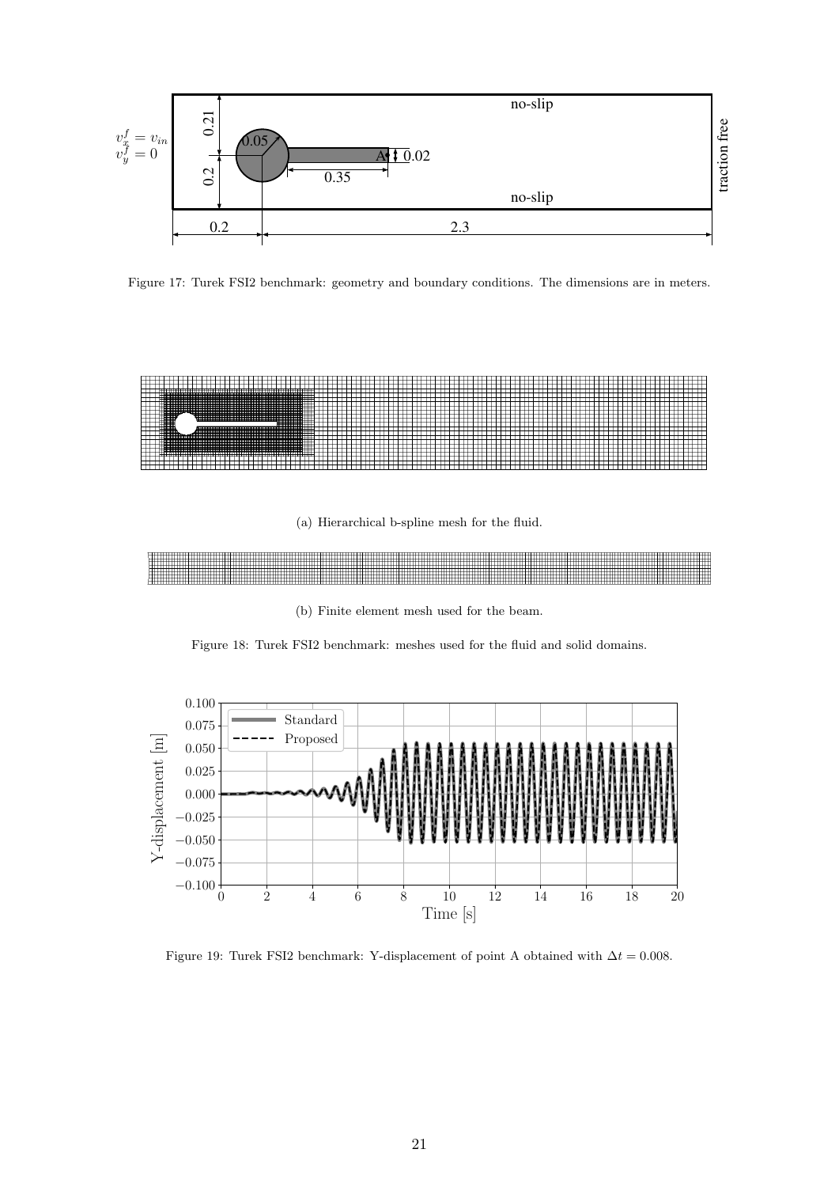Figure 17: Turek FSI2 benchmark: geometry and boundary conditions. The dimensions are in meters.

(a) Hierarchical b-spline mesh for the fluid.

(b) Finite element mesh used for the beam.

Figure 18: Turek FSI2 benchmark: meshes used for the fluid and solid domains.

Figure 19: Turek FSI2 benchmark: Y-displacement of point A obtained with $\Delta t = 0.008$.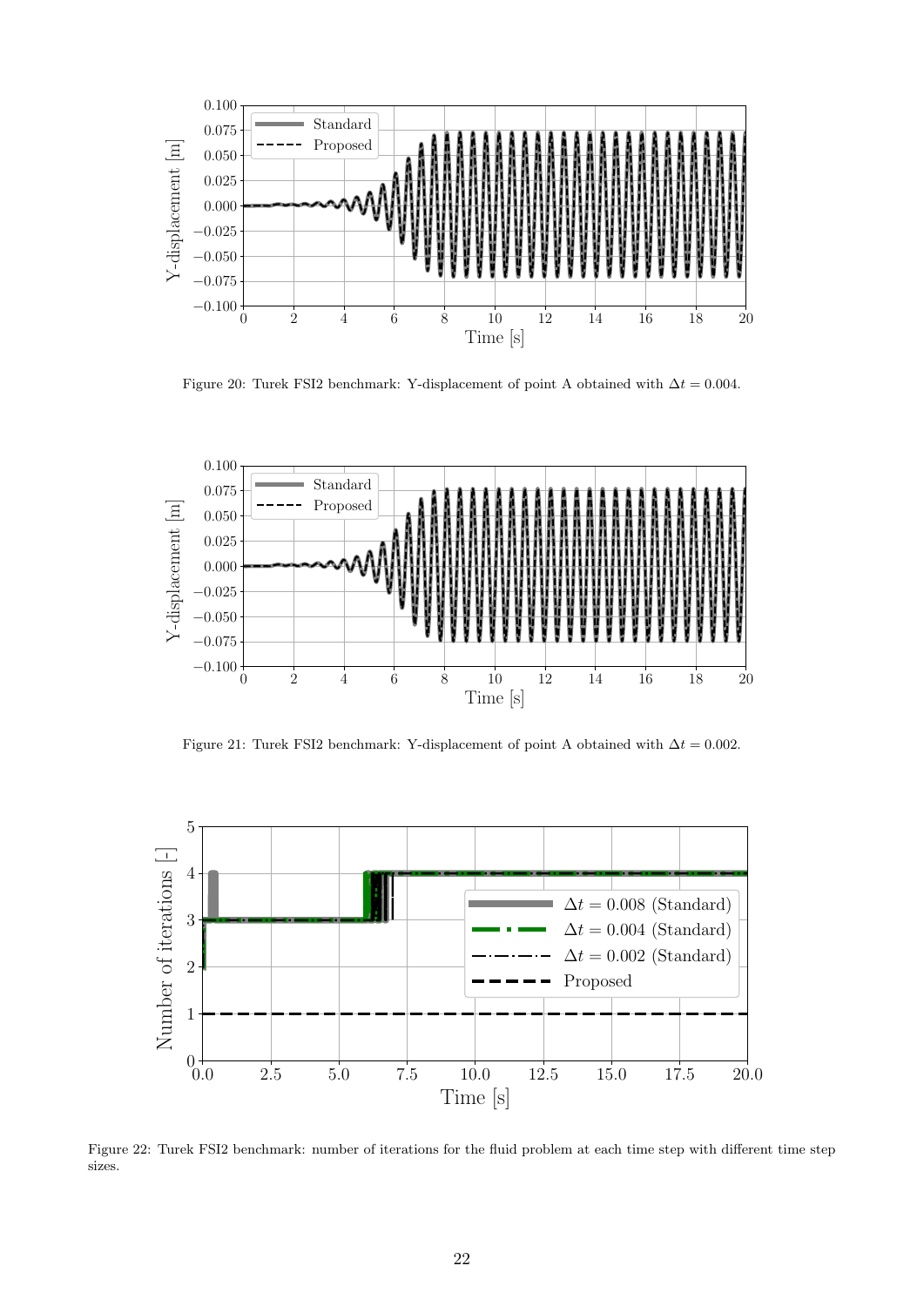Figure 20: Turek FSI2 benchmark: Y-displacement of point A obtained with $\Delta t = 0.004$.

Figure 21: Turek FSI2 benchmark: Y-displacement of point A obtained with $\Delta t = 0.002$.

Figure 22: Turek FSI2 benchmark: number of iterations for the fluid problem at each time step with different time step sizes.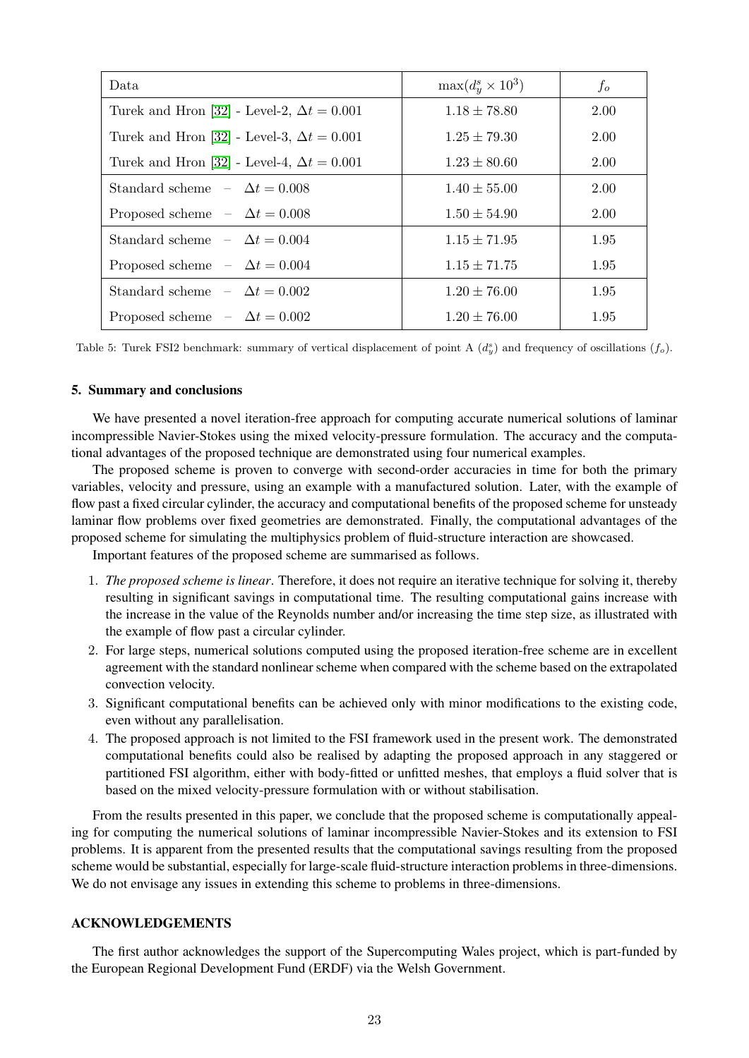| Data | $\max(d_y^s \times 10^3)$ | $f_o$ |
|---|---|---|
| Turek and Hron [32] - Level-2, $\Delta t = 0.001$ | $1.18 \pm 78.80$ | 2.00 |
| Turek and Hron [32] - Level-3, $\Delta t = 0.001$ | $1.25 \pm 79.30$ | 2.00 |
| Turek and Hron [32] - Level-4, $\Delta t = 0.001$ | $1.23 \pm 80.60$ | 2.00 |
| Standard scheme – $\Delta t = 0.008$ | $1.40 \pm 55.00$ | 2.00 |
| Proposed scheme – $\Delta t = 0.008$ | $1.50 \pm 54.90$ | 2.00 |
| Standard scheme – $\Delta t = 0.004$ | $1.15 \pm 71.95$ | 1.95 |
| Proposed scheme – $\Delta t = 0.004$ | $1.15 \pm 71.75$ | 1.95 |
| Standard scheme – $\Delta t = 0.002$ | $1.20 \pm 76.00$ | 1.95 |
| Proposed scheme – $\Delta t = 0.002$ | $1.20 \pm 76.00$ | 1.95 |

Table 5: Turek FSI2 benchmark: summary of vertical displacement of point A ($d_y^s$) and frequency of oscillations ($f_o$).

## 5. Summary and conclusions

We have presented a novel iteration-free approach for computing accurate numerical solutions of laminar incompressible Navier-Stokes using the mixed velocity-pressure formulation. The accuracy and the computational advantages of the proposed technique are demonstrated using four numerical examples.

The proposed scheme is proven to converge with second-order accuracies in time for both the primary variables, velocity and pressure, using an example with a manufactured solution. Later, with the example of flow past a fixed circular cylinder, the accuracy and computational benefits of the proposed scheme for unsteady laminar flow problems over fixed geometries are demonstrated. Finally, the computational advantages of the proposed scheme for simulating the multiphysics problem of fluid-structure interaction are showcased.

Important features of the proposed scheme are summarised as follows.

1. *The proposed scheme is linear*. Therefore, it does not require an iterative technique for solving it, thereby resulting in significant savings in computational time. The resulting computational gains increase with the increase in the value of the Reynolds number and/or increasing the time step size, as illustrated with the example of flow past a circular cylinder.
2. For large steps, numerical solutions computed using the proposed iteration-free scheme are in excellent agreement with the standard nonlinear scheme when compared with the scheme based on the extrapolated convection velocity.
3. Significant computational benefits can be achieved only with minor modifications to the existing code, even without any parallelisation.
4. The proposed approach is not limited to the FSI framework used in the present work. The demonstrated computational benefits could also be realised by adapting the proposed approach in any staggered or partitioned FSI algorithm, either with body-fitted or unfitted meshes, that employs a fluid solver that is based on the mixed velocity-pressure formulation with or without stabilisation.

From the results presented in this paper, we conclude that the proposed scheme is computationally appealing for computing the numerical solutions of laminar incompressible Navier-Stokes and its extension to FSI problems. It is apparent from the presented results that the computational savings resulting from the proposed scheme would be substantial, especially for large-scale fluid-structure interaction problems in three-dimensions. We do not envisage any issues in extending this scheme to problems in three-dimensions.

## ACKNOWLEDGEMENTS

The first author acknowledges the support of the Supercomputing Wales project, which is part-funded by the European Regional Development Fund (ERDF) via the Welsh Government.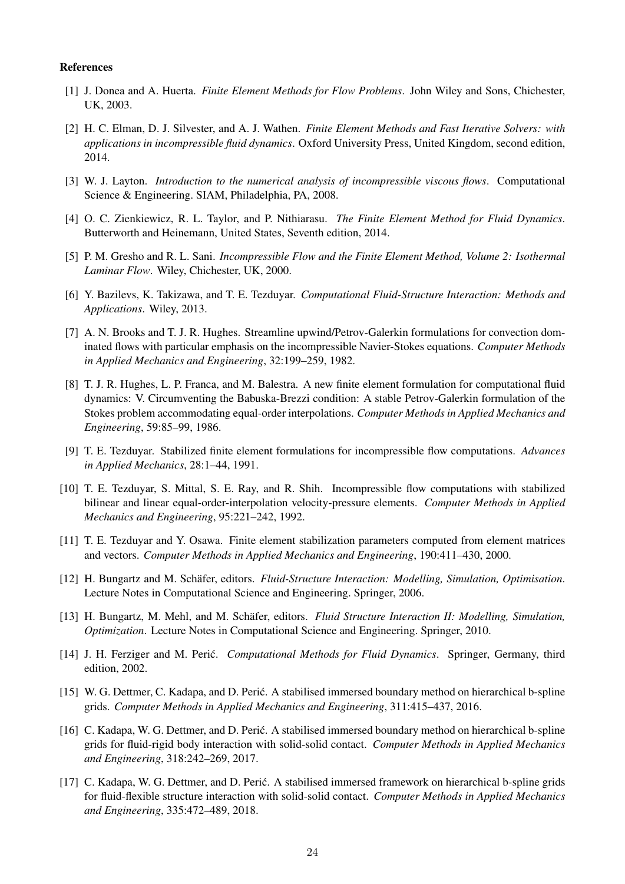**References**

[1] J. Donea and A. Huerta. *Finite Element Methods for Flow Problems*. John Wiley and Sons, Chichester, UK, 2003.

[2] H. C. Elman, D. J. Silvester, and A. J. Wathen. *Finite Element Methods and Fast Iterative Solvers: with applications in incompressible fluid dynamics*. Oxford University Press, United Kingdom, second edition, 2014.

[3] W. J. Layton. *Introduction to the numerical analysis of incompressible viscous flows*. Computational Science & Engineering. SIAM, Philadelphia, PA, 2008.

[4] O. C. Zienkiewicz, R. L. Taylor, and P. Nithiarasu. *The Finite Element Method for Fluid Dynamics*. Butterworth and Heinemann, United States, Seventh edition, 2014.

[5] P. M. Gresho and R. L. Sani. *Incompressible Flow and the Finite Element Method, Volume 2: Isothermal Laminar Flow*. Wiley, Chichester, UK, 2000.

[6] Y. Bazilevs, K. Takizawa, and T. E. Tezduyar. *Computational Fluid-Structure Interaction: Methods and Applications*. Wiley, 2013.

[7] A. N. Brooks and T. J. R. Hughes. Streamline upwind/Petrov-Galerkin formulations for convection dominated flows with particular emphasis on the incompressible Navier-Stokes equations. *Computer Methods in Applied Mechanics and Engineering*, 32:199–259, 1982.

[8] T. J. R. Hughes, L. P. Franca, and M. Balestra. A new finite element formulation for computational fluid dynamics: V. Circumventing the Babuska-Brezzi condition: A stable Petrov-Galerkin formulation of the Stokes problem accommodating equal-order interpolations. *Computer Methods in Applied Mechanics and Engineering*, 59:85–99, 1986.

[9] T. E. Tezduyar. Stabilized finite element formulations for incompressible flow computations. *Advances in Applied Mechanics*, 28:1–44, 1991.

[10] T. E. Tezduyar, S. Mittal, S. E. Ray, and R. Shih. Incompressible flow computations with stabilized bilinear and linear equal-order-interpolation velocity-pressure elements. *Computer Methods in Applied Mechanics and Engineering*, 95:221–242, 1992.

[11] T. E. Tezduyar and Y. Osawa. Finite element stabilization parameters computed from element matrices and vectors. *Computer Methods in Applied Mechanics and Engineering*, 190:411–430, 2000.

[12] H. Bungartz and M. Schäfer, editors. *Fluid-Structure Interaction: Modelling, Simulation, Optimisation*. Lecture Notes in Computational Science and Engineering. Springer, 2006.

[13] H. Bungartz, M. Mehl, and M. Schäfer, editors. *Fluid Structure Interaction II: Modelling, Simulation, Optimization*. Lecture Notes in Computational Science and Engineering. Springer, 2010.

[14] J. H. Ferziger and M. Perić. *Computational Methods for Fluid Dynamics*. Springer, Germany, third edition, 2002.

[15] W. G. Dettmer, C. Kadapa, and D. Perić. A stabilised immersed boundary method on hierarchical b-spline grids. *Computer Methods in Applied Mechanics and Engineering*, 311:415–437, 2016.

[16] C. Kadapa, W. G. Dettmer, and D. Perić. A stabilised immersed boundary method on hierarchical b-spline grids for fluid-rigid body interaction with solid-solid contact. *Computer Methods in Applied Mechanics and Engineering*, 318:242–269, 2017.

[17] C. Kadapa, W. G. Dettmer, and D. Perić. A stabilised immersed framework on hierarchical b-spline grids for fluid-flexible structure interaction with solid-solid contact. *Computer Methods in Applied Mechanics and Engineering*, 335:472–489, 2018.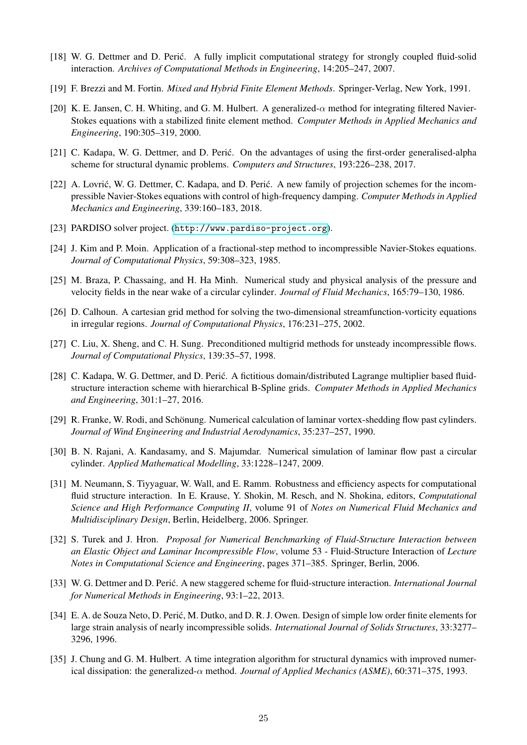[18] W. G. Dettmer and D. Perić. A fully implicit computational strategy for strongly coupled fluid-solid interaction. *Archives of Computational Methods in Engineering*, 14:205–247, 2007.

[19] F. Brezzi and M. Fortin. *Mixed and Hybrid Finite Element Methods*. Springer-Verlag, New York, 1991.

[20] K. E. Jansen, C. H. Whiting, and G. M. Hulbert. A generalized-$\alpha$ method for integrating filtered Navier-Stokes equations with a stabilized finite element method. *Computer Methods in Applied Mechanics and Engineering*, 190:305–319, 2000.

[21] C. Kadapa, W. G. Dettmer, and D. Perić. On the advantages of using the first-order generalised-alpha scheme for structural dynamic problems. *Computers and Structures*, 193:226–238, 2017.

[22] A. Lovrić, W. G. Dettmer, C. Kadapa, and D. Perić. A new family of projection schemes for the incompressible Navier-Stokes equations with control of high-frequency damping. *Computer Methods in Applied Mechanics and Engineering*, 339:160–183, 2018.

[23] PARDISO solver project. (http://www.pardiso-project.org).

[24] J. Kim and P. Moin. Application of a fractional-step method to incompressible Navier-Stokes equations. *Journal of Computational Physics*, 59:308–323, 1985.

[25] M. Braza, P. Chassaing, and H. Ha Minh. Numerical study and physical analysis of the pressure and velocity fields in the near wake of a circular cylinder. *Journal of Fluid Mechanics*, 165:79–130, 1986.

[26] D. Calhoun. A cartesian grid method for solving the two-dimensional streamfunction-vorticity equations in irregular regions. *Journal of Computational Physics*, 176:231–275, 2002.

[27] C. Liu, X. Sheng, and C. H. Sung. Preconditioned multigrid methods for unsteady incompressible flows. *Journal of Computational Physics*, 139:35–57, 1998.

[28] C. Kadapa, W. G. Dettmer, and D. Perić. A fictitious domain/distributed Lagrange multiplier based fluid-structure interaction scheme with hierarchical B-Spline grids. *Computer Methods in Applied Mechanics and Engineering*, 301:1–27, 2016.

[29] R. Franke, W. Rodi, and Schönung. Numerical calculation of laminar vortex-shedding flow past cylinders. *Journal of Wind Engineering and Industrial Aerodynamics*, 35:237–257, 1990.

[30] B. N. Rajani, A. Kandasamy, and S. Majumdar. Numerical simulation of laminar flow past a circular cylinder. *Applied Mathematical Modelling*, 33:1228–1247, 2009.

[31] M. Neumann, S. Tiyyaguar, W. Wall, and E. Ramm. Robustness and efficiency aspects for computational fluid structure interaction. In E. Krause, Y. Shokin, M. Resch, and N. Shokina, editors, *Computational Science and High Performance Computing II*, volume 91 of *Notes on Numerical Fluid Mechanics and Multidisciplinary Design*, Berlin, Heidelberg, 2006. Springer.

[32] S. Turek and J. Hron. *Proposal for Numerical Benchmarking of Fluid-Structure Interaction between an Elastic Object and Laminar Incompressible Flow*, volume 53 - Fluid-Structure Interaction of *Lecture Notes in Computational Science and Engineering*, pages 371–385. Springer, Berlin, 2006.

[33] W. G. Dettmer and D. Perić. A new staggered scheme for fluid-structure interaction. *International Journal for Numerical Methods in Engineering*, 93:1–22, 2013.

[34] E. A. de Souza Neto, D. Perić, M. Dutko, and D. R. J. Owen. Design of simple low order finite elements for large strain analysis of nearly incompressible solids. *International Journal of Solids Structures*, 33:3277–3296, 1996.

[35] J. Chung and G. M. Hulbert. A time integration algorithm for structural dynamics with improved numerical dissipation: the generalized-$\alpha$ method. *Journal of Applied Mechanics (ASME)*, 60:371–375, 1993.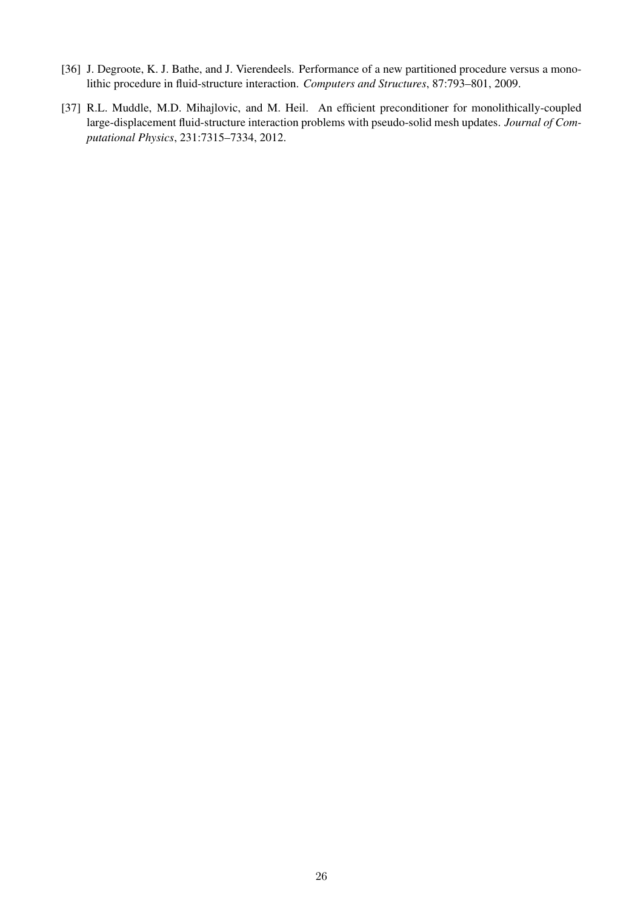[36] J. Degroote, K. J. Bathe, and J. Vierendeels. Performance of a new partitioned procedure versus a monolithic procedure in fluid-structure interaction. *Computers and Structures*, 87:793–801, 2009.

[37] R.L. Muddle, M.D. Mihajlovic, and M. Heil. An efficient preconditioner for monolithically-coupled large-displacement fluid-structure interaction problems with pseudo-solid mesh updates. *Journal of Computational Physics*, 231:7315–7334, 2012.